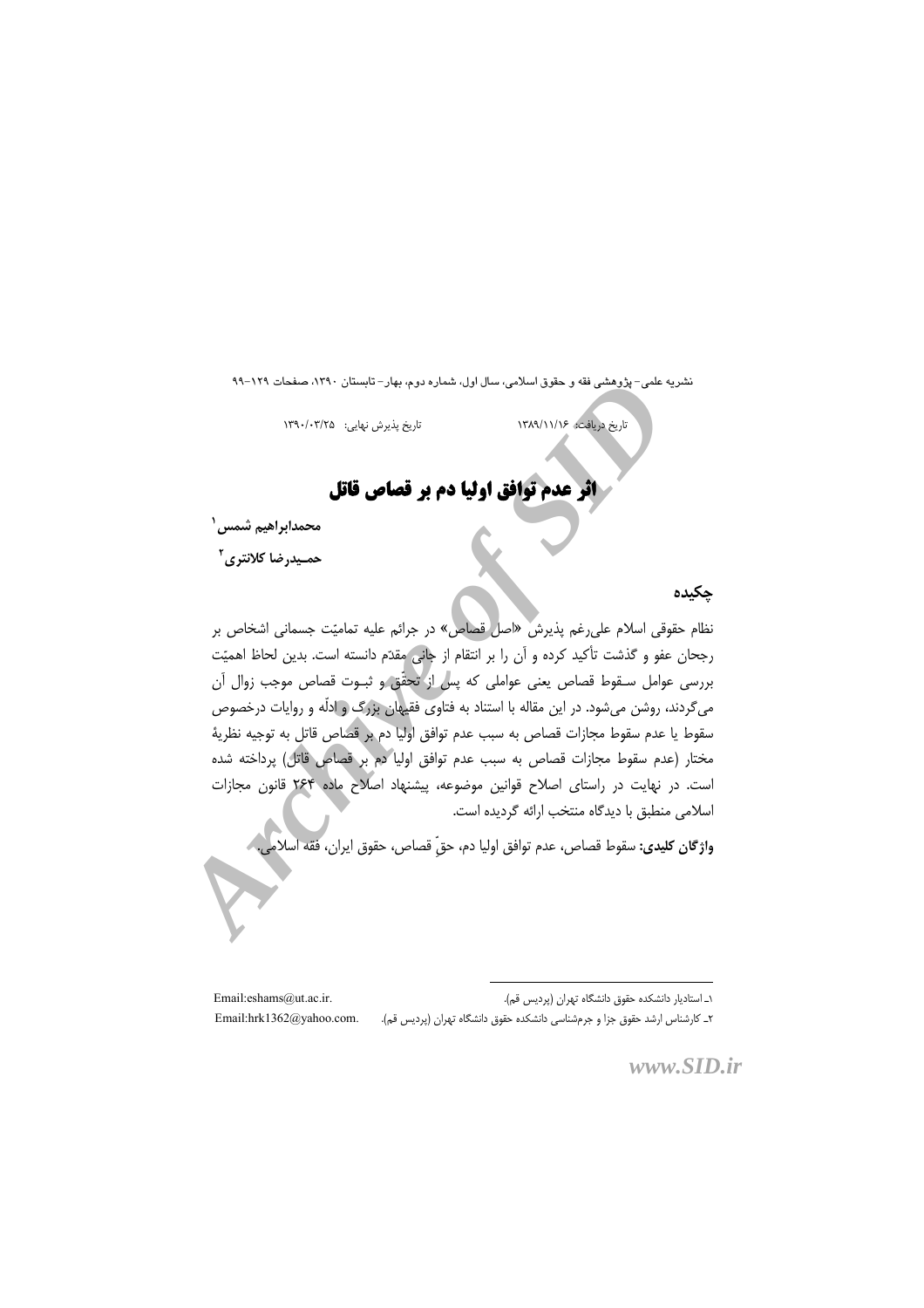تاریخ دریافت: ۱۳۸۹/۱۱/۱۶ تاریخ پذیرش نهایی: ۱۳۹۰/۰۳/۲۵

# اثر عدم توافق اولیا دم بر قصاص قاتل

**محمدابراهیم شمس**[۱]

**حمیدرضا کلانتری**[۲]

## چکیده

نظام حقوقی اسلام علی‌رغم پذیرش «اصل قصاص» در جرائم علیه تمامیّت جسمانی اشخاص بر رجحان عفو و گذشت تأکید کرده و آن را بر انتقام از جانی مقدّم دانسته است. بدین لحاظ اهمیّت بررسی عوامل سقوط قصاص یعنی عواملی که پس از تحقّق و ثبوت قصاص موجب زوال آن می‌گردند، روشن می‌شود. در این مقاله با استناد به فتاوی فقیهان بزرگ و ادلّه و روایات درخصوص سقوط یا عدم سقوط مجازات قصاص به سبب عدم توافق اولیا دم بر قصاص قاتل به توجیه نظریهٔ مختار (عدم سقوط مجازات قصاص به سبب عدم توافق اولیا دم بر قصاص قاتل) پرداخته شده است. در نهایت در راستای اصلاح قوانین موضوعه، پیشنهاد اصلاح ماده ۲۶۴ قانون مجازات اسلامی منطبق با دیدگاه منتخب ارائه گردیده است.

**واژگان کلیدی:** سقوط قصاص، عدم توافق اولیا دم، حقّ قصاص، حقوق ایران، فقه اسلامی.

---

۱ـ استادیار دانشکده حقوق دانشگاه تهران (پردیس قم). Email:eshams@ut.ac.ir.

۲ـ کارشناس ارشد حقوق جزا و جرم‌شناسی دانشکده حقوق دانشگاه تهران (پردیس قم). Email:hrk1362@yahoo.com.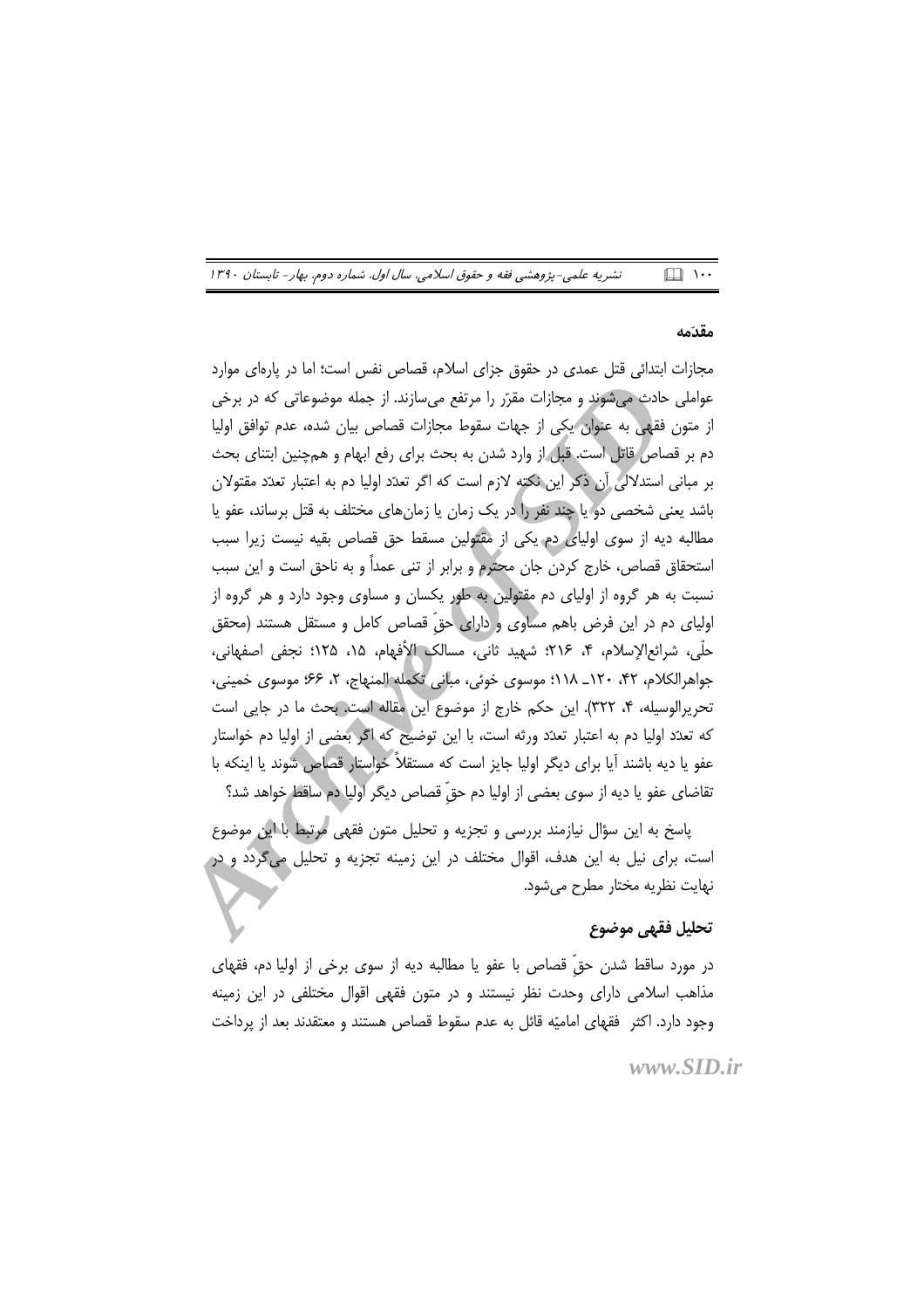## مقدّمه

مجازات ابتدائی قتل عمدی در حقوق جزای اسلام، قصاص نفس است؛ اما در پاره‌ای موارد عواملی حادث می‌شوند و مجازات مقرّر را مرتفع می‌سازند. از جمله موضوعاتی که در برخی از متون فقهی به عنوان یکی از جهات سقوط مجازات قصاص بیان شده، عدم توافق اولیا دم بر قصاص قاتل است. قبل از وارد شدن به بحث برای رفع ابهام و همچنین ابتنای بحث بر مبانی استدلالی آن ذکر این نکته لازم است که اگر تعدّد اولیا دم به اعتبار تعدّد مقتولان باشد یعنی شخصی دو یا چند نفر را در یک زمان یا زمان‌های مختلف به قتل برساند، عفو یا مطالبه دیه از سوی اولیای دم یکی از مقتولین مسقط حق قصاص بقیه نیست زیرا سبب استحقاق قصاص، خارج کردن جان محترم و برابر از تنی عمداً و به ناحق است و این سبب نسبت به هر گروه از اولیای دم مقتولین به طور یکسان و مساوی وجود دارد و هر گروه از اولیای دم در این فرض باهم مساوی و دارای حقِّ قصاص کامل و مستقل هستند (محقق حلّی، شرائع‌الإسلام، ۴، ۲۱۶؛ شهید ثانی، مسالک الأفهام، ۱۵، ۱۲۵؛ نجفی اصفهانی، جواهرالکلام، ۴۲، ۱۲۰ـ ۱۱۸؛ موسوی خوئی، مبانی تکمله المنهاج، ۲، ۶۶؛ موسوی خمینی، تحریرالوسیله، ۴، ۳۲۲). این حکم خارج از موضوع این مقاله است. بحث ما در جایی است که تعدّد اولیا دم به اعتبار تعدّد ورثه است، با این توضیح که اگر بعضی از اولیا دم خواستار عفو یا دیه باشند آیا برای دیگر اولیا جایز است که مستقلاً خواستار قصاص شوند یا اینکه با تقاضای عفو یا دیه از سوی بعضی از اولیا دم حقِّ قصاص دیگر اولیا دم ساقط خواهد شد؟

پاسخ به این سؤال نیازمند بررسی و تجزیه و تحلیل متون فقهی مرتبط با این موضوع است، برای نیل به این هدف، اقوال مختلف در این زمینه تجزیه و تحلیل می‌گردد و در نهایت نظریه مختار مطرح می‌شود.

## تحلیل فقهی موضوع

در مورد ساقط شدن حقِّ قصاص با عفو یا مطالبه دیه از سوی برخی از اولیا دم، فقهای مذاهب اسلامی دارای وحدت نظر نیستند و در متون فقهی اقوال مختلفی در این زمینه وجود دارد. اکثر فقهای امامیّه قائل به عدم سقوط قصاص هستند و معتقدند بعد از پرداخت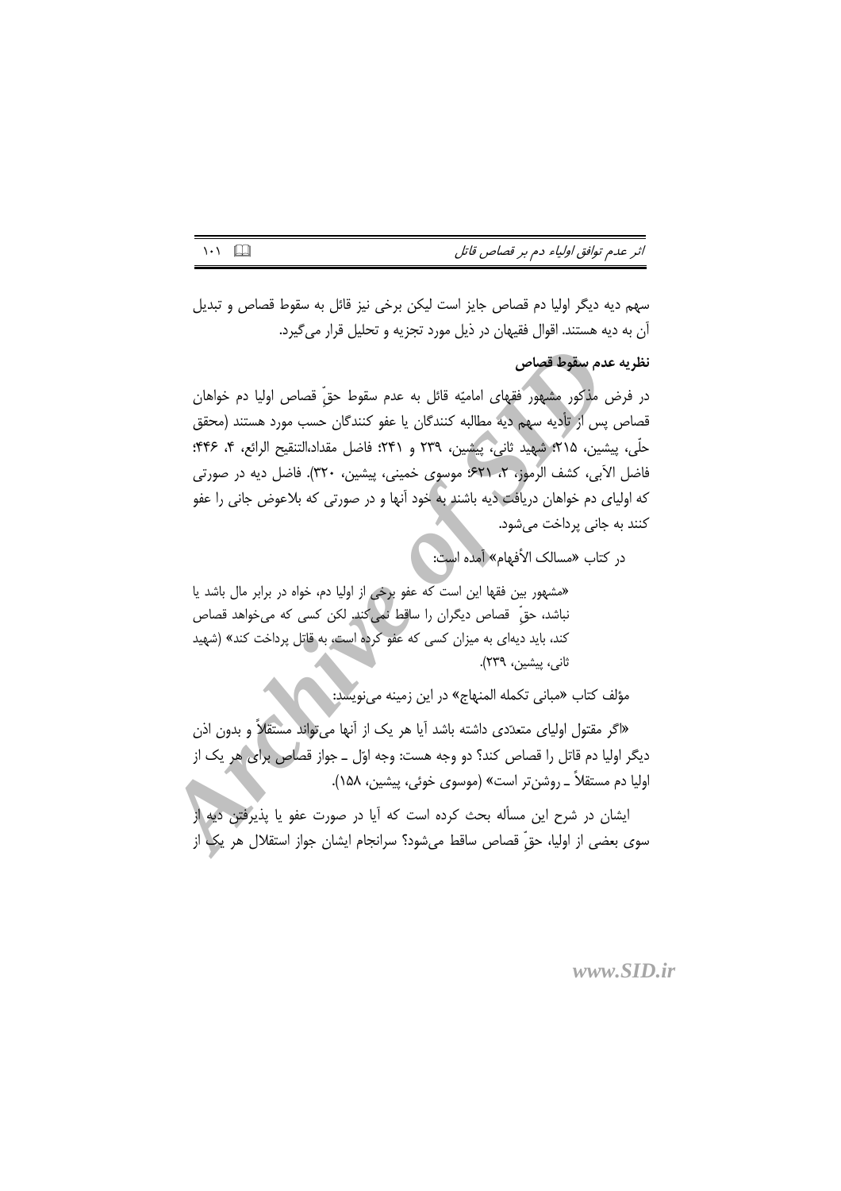سهم دیه دیگر اولیا دم قصاص جایز است لیکن برخی نیز قائل به سقوط قصاص و تبدیل آن به دیه هستند. اقوال فقیهان در ذیل مورد تجزیه و تحلیل قرار می‌گیرد.

**نظریه عدم سقوط قصاص**

در فرض مذکور مشهور فقهای امامیّه قائل به عدم سقوط حقّ قصاص اولیا دم خواهان قصاص پس از تأدیه سهم دیه مطالبه کنندگان یا عفو کنندگان حسب مورد هستند (محقق حلّی، پیشین، ۲۱۵؛ شهید ثانی، پیشین، ۲۳۹ و ۲۴۱؛ فاضل مقداد،التنقیح الرائع، ۴، ۴۴۶؛ فاضل الآبی، کشف الرموز، ۲، ۶۲۱؛ موسوی خمینی، پیشین، ۳۲۰). فاضل دیه در صورتی که اولیای دم خواهان دریافت دیه باشند به خود آنها و در صورتی که بلاعوض جانی را عفو کنند به جانی پرداخت می‌شود.

در کتاب «مسالک الأفهام» آمده است:

«مشهور بین فقها این است که عفو برخی از اولیا دم، خواه در برابر مال باشد یا نباشد، حقّ قصاص دیگران را ساقط نمی‌کند. لکن کسی که می‌خواهد قصاص کند، باید دیه‌ای به میزان کسی که عفو کرده است، به قاتل پرداخت کند» (شهید ثانی، پیشین، ۲۳۹).

مؤلف کتاب «مبانی تکمله المنهاج» در این زمینه می‌نویسد:

«اگر مقتول اولیای متعدّدی داشته باشد آیا هر یک از آنها می‌تواند مستقلاً و بدون اذن دیگر اولیا دم قاتل را قصاص کند؟ دو وجه هست: وجه اوّل ـ جواز قصاص برای هر یک از اولیا دم مستقلاً ـ روشن‌تر است» (موسوی خوئی، پیشین، ۱۵۸).

ایشان در شرح این مسأله بحث کرده است که آیا در صورت عفو یا پذیرفتن دیه از سوی بعضی از اولیا، حقِّ قصاص ساقط می‌شود؟ سرانجام ایشان جواز استقلال هر یک از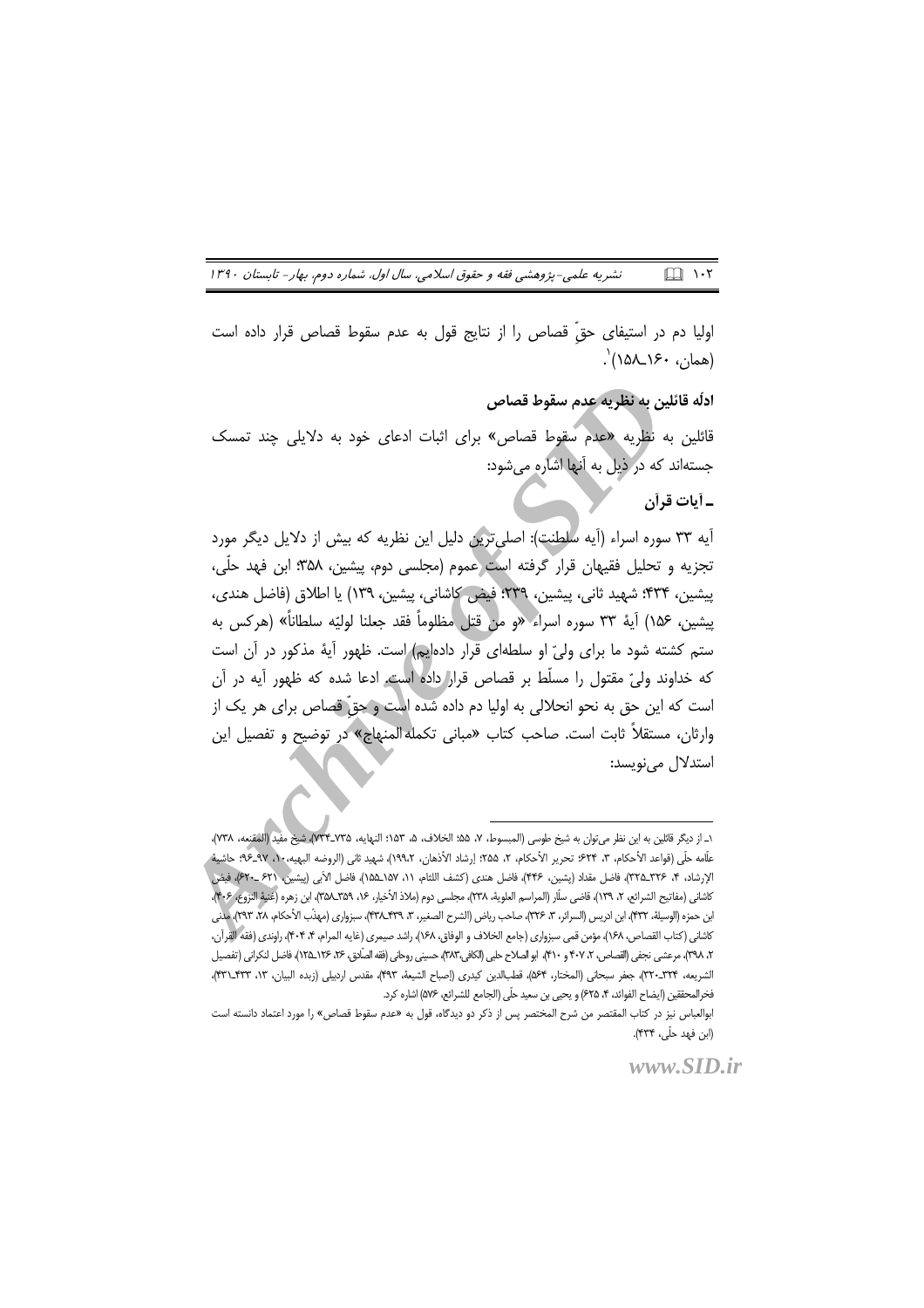اولیا دم در استیفای حقّ قصاص را از نتایج قول به عدم سقوط قصاص قرار داده است (همان، ۱۶۰ـ۱۵۸)[۱].

### ادلّه قائلین به نظریه عدم سقوط قصاص

قائلین به نظریه «عدم سقوط قصاص» برای اثبات ادعای خود به دلایلی چند تمسک جسته‌اند که در ذیل به آنها اشاره می‌شود:

#### ـ آیات قرآن

آیه ۳۳ سوره اسراء (آیه سلطنت): اصلی‌ترین دلیل این نظریه که بیش از دلایل دیگر مورد تجزیه و تحلیل فقیهان قرار گرفته است عموم (مجلسی دوم، پیشین، ۳۵۸؛ ابن فهد حلّی، پیشین، ۴۳۴؛ شهید ثانی، پیشین، ۲۳۹؛ فیض کاشانی، پیشین، ۱۳۹) یا اطلاق (فاضل هندی، پیشین، ۱۵۶) آیهٔ ۳۳ سوره اسراء «و من قتل مظلوماً فقد جعلنا لولیّه سلطاناً» (هرکس به ستم کشته شود ما برای ولیّ او سلطه‌ای قرار داده‌ایم) است. ظهور آیهٔ مذکور در آن است که خداوند ولیّ مقتول را مسلّط بر قصاص قرار داده است. ادعا شده که ظهور آیه در آن است که این حق به نحو انحلالی به اولیا دم داده شده است و حقّ قصاص برای هر یک از وارثان، مستقلاً ثابت است. صاحب کتاب «مبانی تکملهٔ المنهاج» در توضیح و تفصیل این استدلال می‌نویسد:

---

۱ـ از دیگر قائلین به این نظر می‌توان به شیخ طوسی (المبسوط، ۷، ۵۵؛ الخلاف، ۵، ۱۵۳؛ النهایه، ۷۳۵ـ۷۳۴)، شیخ مفید (المقنعه، ۷۳۸)، علّامه حلّی (قواعد الأحکام، ۳، ۶۲۴؛ تحریر الأحکام، ۲، ۲۵۵؛ إرشاد الأذهان، ۲،۱۹۹)، شهید ثانی (الروضه البهیه، ۱۰، ۹۷ـ۹۶؛ حاشیهٔ الارشاد، ۴، ۳۲۶ـ۳۲۵)، فاضل مقداد (پشین، ۴۴۶)، فاضل هندی (کشف اللثام، ۱۱، ۱۵۷ـ۱۵۵)، فاضل الآبی (پیشین، ۶۲۱ ـ۶۲۰)، فیض کاشانی (مفاتیح الشرائع، ۲، ۱۳۹)، قاضی سلّار (المراسم العلویة، ۲۳۸)، مجلسی دوم (ملاذ الأخیار، ۱۶، ۳۵۹ـ۳۵۸)، ابن زهره (غنیة النزوع، ۴۰۶)، ابن حمزه (الوسیلة، ۴۳۲)، ابن ادریس (السرائر، ۳، ۳۲۶)، صاحب ریاض (الشرح الصغیر، ۳، ۴۳۹ـ۴۳۸)، سبزواری (مهذّب الأحکام، ۲۸، ۲۹۳)، مدنی کاشانی (کتاب القصاص، ۱۶۸)، مؤمن قمی سبزواری (جامع الخلاف و الوفاق، ۱۶۸)، راشد صیمری (غایه المرام، ۴، ۴۰۴)، راوندی (فقه القرآن، ۲، ۳۹۸)، مرعشی نجفی (القصاص، ۲، ۴۰۷ و ۴۱۰)، ابو الصلاح حلبی (الکافی،۳۸۳)، حسینی روحانی (فقه الصّادق، ۲۶، ۱۲۶ـ۱۲۵)، فاضل لنکرانی (تفصیل الشریعه، ۳۲۴ـ۳۲۰)، جعفر سبحانی (المختار، ۵۶۴)، قطب‌الدین کیدری (إصباح الشیعة، ۴۹۳)، مقدس اردبیلی (زبده البیان، ۱۳، ۴۳۳ـ۴۳۱)، فخرالمحققین (ایضاح الفوائد، ۴، ۶۲۵) و یحیی بن سعید حلّی (الجامع للشرائع، ۵۷۶) اشاره کرد.

ابوالعباس نیز در کتاب المقتصر من شرح المختصر پس از ذکر دو دیدگاه، قول به «عدم سقوط قصاص» را مورد اعتماد دانسته است (ابن فهد حلّی، ۴۳۴).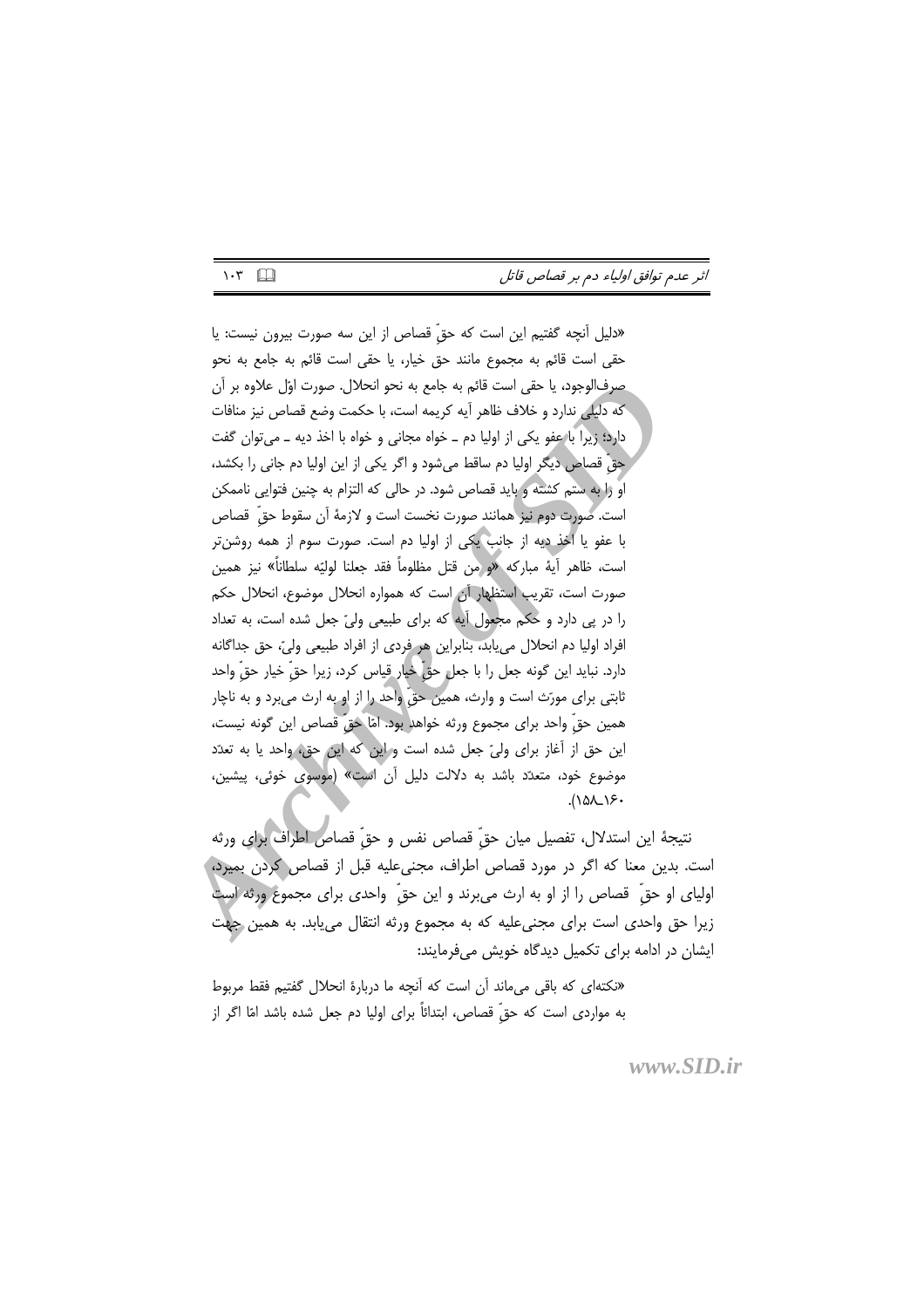«دلیل آنچه گفتیم این است که حقّ قصاص از این سه صورت بیرون نیست: یا حقی است قائم به مجموع مانند حق خیار، یا حقی است قائم به جامع به نحو صرف‌الوجود، یا حقی است قائم به جامع به نحو انحلال. صورت اوّل علاوه بر آن که دلیلی ندارد و خلاف ظاهر آیه کریمه است، با حکمت وضع قصاص نیز منافات دارد؛ زیرا با عفو یکی از اولیا دم ـ خواه مجانی و خواه با اخذ دیه ـ می‌توان گفت حقِ قصاص دیگر اولیا دم ساقط می‌شود و اگر یکی از این اولیا دم جانی را بکشد، او را به ستم کشته و باید قصاص شود. در حالی که التزام به چنین فتوایی ناممکن است. صورت دوم نیز همانند صورت نخست است و لازمهٔ آن سقوط حقّ قصاص با عفو یا اخذ دیه از جانب یکی از اولیا دم است. صورت سوم از همه روشن‌تر است، ظاهر آیهٔ مبارکه «و من قتل مظلوماً فقد جعلنا لولیّه سلطاناً» نیز همین صورت است، تقریب استظهار آن است که همواره انحلال موضوع، انحلال حکم را در پی دارد و حکم مجعول آیه که برای طبیعی ولیّ جعل شده است، به تعداد افراد اولیا دم انحلال می‌یابد، بنابراین هر فردی از افراد طبیعی ولیّ، حق جداگانه دارد. نباید این گونه جعل را با جعل حقِّ خیار قیاس کرد، زیرا حقِّ خیار حقِّ واحد ثابتی برای مورّث است و وارث، همین حقِّ واحد را از او به ارث می‌برد و به ناچار همین حقّ واحد برای مجموع ورثه خواهد بود. امّا حقِّ قصاص این گونه نیست، این حق از آغاز برای ولیّ جعل شده است و این که این حق، واحد یا به تعدّد موضوع خود، متعدّد باشد به دلالت دلیل آن است» (موسوی خوئی، پیشین، ۱۵۸ـ۱۶۰).

نتیجهٔ این استدلال، تفصیل میان حقّ قصاص نفس و حقّ قصاص اطراف برای ورثه است. بدین معنا که اگر در مورد قصاص اطراف، مجنی‌علیه قبل از قصاص کردن بمیرد، اولیای او حقّ قصاص را از او به ارث می‌برند و این حقّ واحدی برای مجموع ورثه است زیرا حق واحدی است برای مجنی‌علیه که به مجموع ورثه انتقال می‌یابد. به همین جهت ایشان در ادامه برای تکمیل دیدگاه خویش می‌فرمایند:

«نکته‌ای که باقی می‌ماند آن است که آنچه ما دربارهٔ انحلال گفتیم فقط مربوط به مواردی است که حقّ قصاص، ابتدائاً برای اولیا دم جعل شده باشد امّا اگر از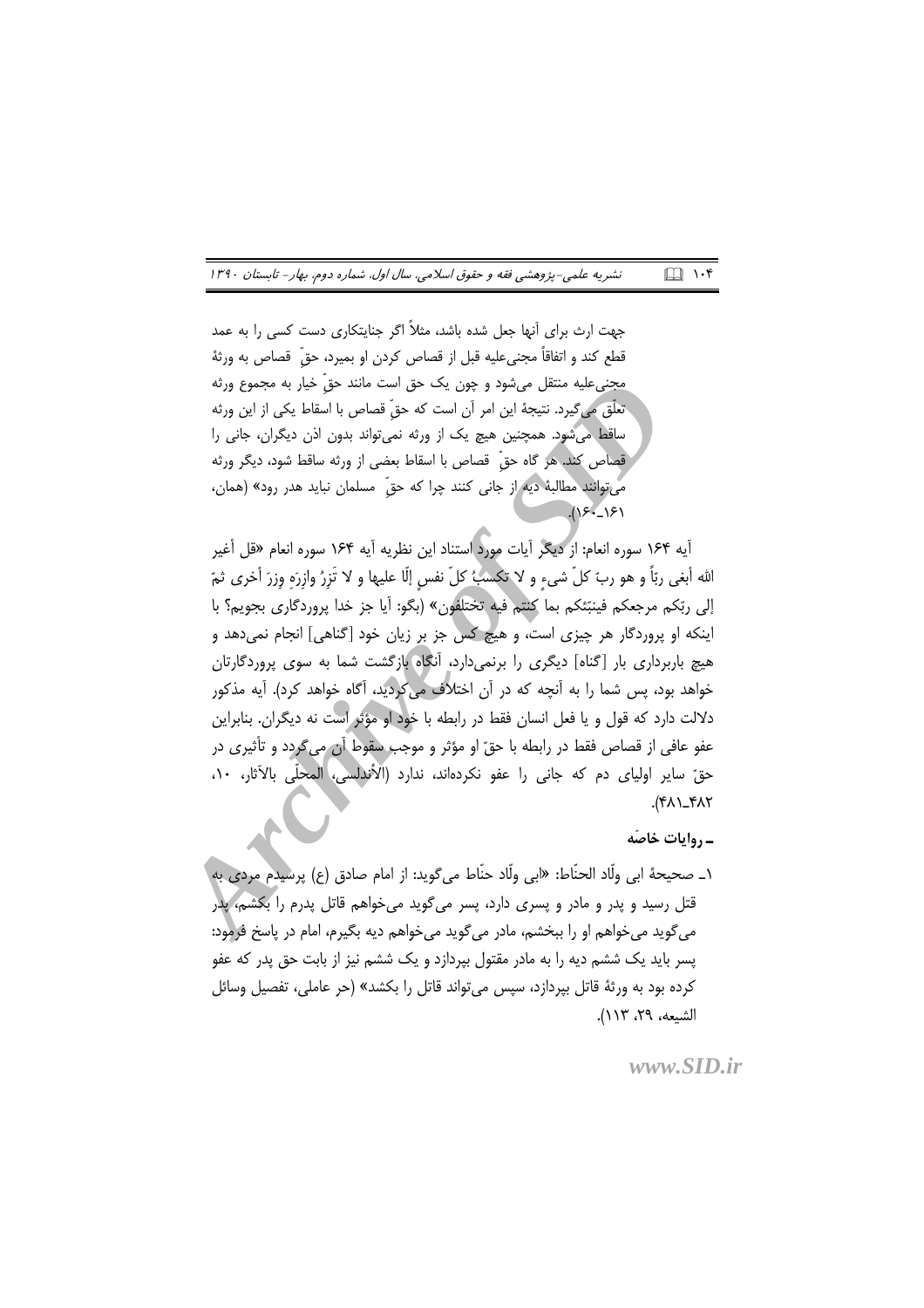جهت ارث برای آنها جعل شده باشد، مثلاً اگر جنایتکاری دست کسی را به عمد قطع کند و اتفاقاً مجنی‌علیه قبل از قصاص کردن او بمیرد، حقّ قصاص به ورثهٔ مجنی‌علیه منتقل می‌شود و چون یک حق است مانند حقّ خیار به مجموع ورثه تعلّق می‌گیرد. نتیجهٔ این امر آن است که حقّ قصاص با اسقاط یکی از این ورثه ساقط می‌شود. همچنین هیچ یک از ورثه نمی‌تواند بدون اذن دیگران، جانی را قصاص کند. هر گاه حقّ قصاص با اسقاط بعضی از ورثه ساقط شود، دیگر ورثه می‌توانند مطالبهٔ دیه از جانی کنند چرا که حقّ مسلمان نباید هدر رود» (همان، ۱۶۰ـ۱۶۱).

آیه ۱۶۴ سوره انعام: از دیگر آیات مورد استناد این نظریه آیه ۱۶۴ سوره انعام «قل أغیر الله أبغی ربّاً و هو ربّ کلّ شیءٍ و لا تکسبُ کلّ نفسٍ إلّا علیها و لا تَزِرُ وازِرَة وِزرَ أخری ثمّ إلی ربّکم مرجعکم فینبّئکم بما کنتم فیه تختلفون» (بگو: آیا جز خدا پروردگاری بجویم؟ با اینکه او پروردگار هر چیزی است، و هیچ کس جز بر زیان خود [گناهی] انجام نمی‌دهد و هیچ باربرداری بار [گناه] دیگری را برنمی‌دارد، آنگاه بازگشت شما به سوی پروردگارتان خواهد بود، پس شما را به آنچه که در آن اختلاف می‌کردید، آگاه خواهد کرد). آیه مذکور دلالت دارد که قول و یا فعل انسان فقط در رابطه با خود او مؤثر است نه دیگران. بنابراین عفو عافی از قصاص فقط در رابطه با حقّ او مؤثر و موجب سقوط آن می‌گردد و تأثیری در حقّ سایر اولیای دم که جانی را عفو نکرده‌اند، ندارد (الأندلسی، المحلّی بالآثار، ۱۰، ۴۸۱ـ۴۸۲).

### ـ روایات خاصّه

۱ـ صحیحهٔ ابی ولّاد الحنّاط: «ابی ولّاد حنّاط می‌گوید: از امام صادق (ع) پرسیدم مردی به قتل رسید و پدر و مادر و پسری دارد، پسر می‌گوید می‌خواهم قاتل پدرم را بکشم، پدر می‌گوید می‌خواهم او را ببخشم، مادر می‌گوید می‌خواهم دیه بگیرم، امام در پاسخ فرمود: پسر باید یک ششم دیه را به مادر مقتول بپردازد و یک ششم نیز از بابت حق پدر که عفو کرده بود به ورثهٔ قاتل بپردازد، سپس می‌تواند قاتل را بکشد» (حر عاملی، تفصیل وسائل الشیعه، ۲۹، ۱۱۳).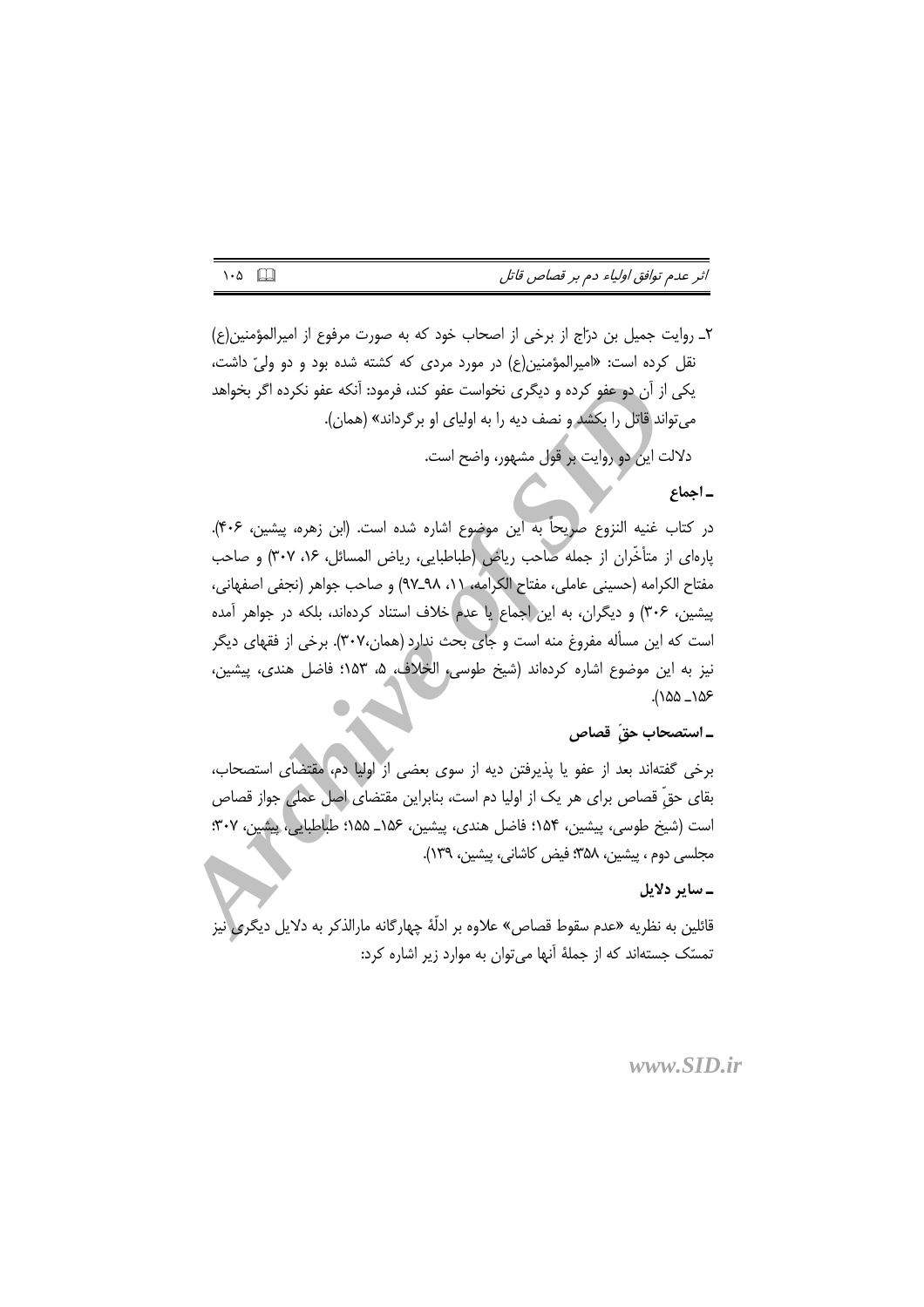۲ـ روایت جمیل بن درّاج از برخی از اصحاب خود که به صورت مرفوع از امیرالمؤمنین(ع) نقل کرده است: «امیرالمؤمنین(ع) در مورد مردی که کشته شده بود و دو ولیّ داشت، یکی از آن دو عفو کرده و دیگری نخواست عفو کند، فرمود: آنکه عفو نکرده اگر بخواهد می‌تواند قاتل را بکشد و نصف دیه را به اولیای او برگرداند» (همان).

دلالت این دو روایت بر قول مشهور، واضح است.

**ـ اجماع**

در کتاب غنیه النزوع صریحاً به این موضوع اشاره شده است. (ابن زهره، پیشین، ۴۰۶). پاره‌ای از متأخّران از جمله صاحب ریاض (طباطبایی، ریاض المسائل، ۱۶، ۳۰۷) و صاحب مفتاح الکرامه (حسینی عاملی، مفتاح الکرامه، ۱۱، ۹۸ـ۹۷) و صاحب جواهر (نجفی اصفهانی، پیشین، ۳۰۶) و دیگران، به این اجماع یا عدم خلاف استناد کرده‌اند، بلکه در جواهر آمده است که این مسأله مفروغ منه است و جای بحث ندارد (همان،۳۰۷). برخی از فقهای دیگر نیز به این موضوع اشاره کرده‌اند (شیخ طوسی، الخلاف، ۵، ۱۵۳؛ فاضل هندی، پیشین، ۱۵۶ـ ۱۵۵).

**ـ استصحاب حقّ قصاص**

برخی گفته‌اند بعد از عفو یا پذیرفتن دیه از سوی بعضی از اولیا دم، مقتضای استصحاب، بقای حقّ قصاص برای هر یک از اولیا دم است، بنابراین مقتضای اصل عملی جواز قصاص است (شیخ طوسی، پیشین، ۱۵۴؛ فاضل هندی، پیشین، ۱۵۶ـ ۱۵۵؛ طباطبایی، پیشین، ۳۰۷؛ مجلسی دوم ، پیشین، ۳۵۸؛ فیض کاشانی، پیشین، ۱۳۹).

**ـ سایر دلایل**

قائلین به نظریه «عدم سقوط قصاص» علاوه بر ادلّهٔ چهارگانه مارالذکر به دلایل دیگری نیز تمسّک جسته‌اند که از جملهٔ آنها می‌توان به موارد زیر اشاره کرد: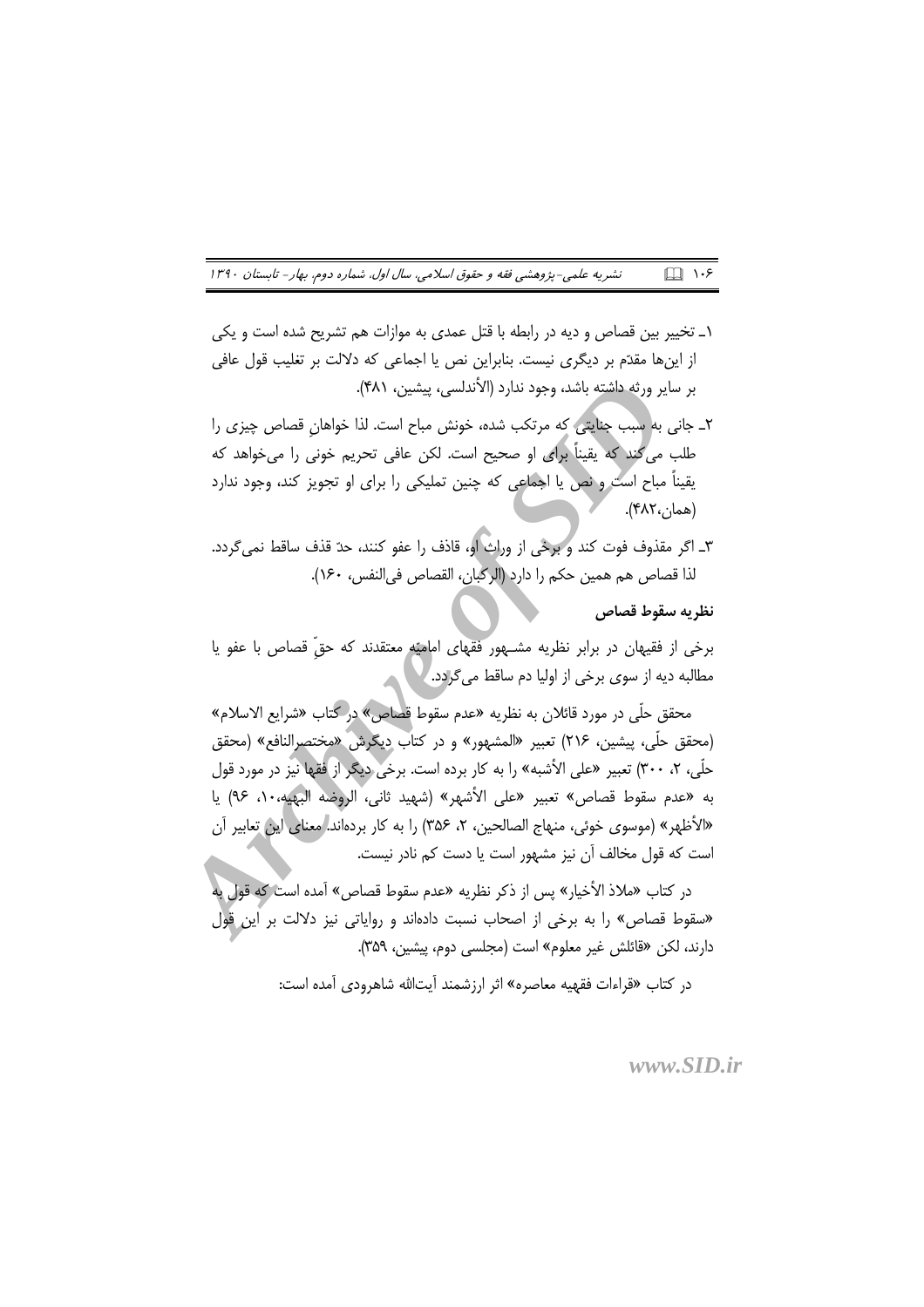۱ـ تخییر بین قصاص و دیه در رابطه با قتل عمدی به موازات هم تشریح شده است و یکی از این‌ها مقدّم بر دیگری نیست. بنابراین نص یا اجماعی که دلالت بر تغلیب قول عافی بر سایر ورثه داشته باشد، وجود ندارد (الأندلسی، پیشین، ۴۸۱).

۲ـ جانی به سبب جنایتی که مرتکب شده، خونش مباح است. لذا خواهانِ قصاص چیزی را طلب می‌کند که یقیناً برای او صحیح است. لکن عافی تحریم خونی را می‌خواهد که یقیناً مباح است و نص یا اجماعی که چنین تملیکی را برای او تجویز کند، وجود ندارد (همان،۴۸۲).

۳ـ اگر مقذوف فوت کند و برخی از وراث او، قاذف را عفو کنند، حدّ قذف ساقط نمی‌گردد. لذا قصاص هم همین حکم را دارد (الرکبان، القصاص فی‌النفس، ۱۶۰).

**نظریه سقوط قصاص**

برخی از فقیهان در برابر نظریه مشـهور فقهای امامیّه معتقدند که حقّ قصاص با عفو یا مطالبه دیه از سوی برخی از اولیا دم ساقط می‌گردد.

محقق حلّی در مورد قائلان به نظریه «عدم سقوط قصاص» در کتاب «شرایع الاسلام» (محقق حلّی، پیشین، ۲۱۶) تعبیر «المشهور» و در کتاب دیگرش «مختصرالنافع» (محقق حلّی، ۲، ۳۰۰) تعبیر «علی الأشبه» را به کار برده است. برخی دیگر از فقها نیز در مورد قول به «عدم سقوط قصاص» تعبیر «علی الأشهر» (شهید ثانی، الروضه البهیه، ۱۰، ۹۶) یا «الأظهر» (موسوی خوئی، منهاج الصالحین، ۲، ۳۵۶) را به کار برده‌اند. معنای این تعابیر آن است که قول مخالف آن نیز مشهور است یا دست کم نادر نیست.

در کتاب «ملاذ الأخیار» پس از ذکر نظریه «عدم سقوط قصاص» آمده است که قول به «سقوط قصاص» را به برخی از اصحاب نسبت داده‌اند و روایاتی نیز دلالت بر این قول دارند، لکن «قائلش غیر معلوم» است (مجلسی دوم، پیشین، ۳۵۹).

در کتاب «قراءات فقهیه معاصره» اثر ارزشمند آیت‌الله شاهرودی آمده است: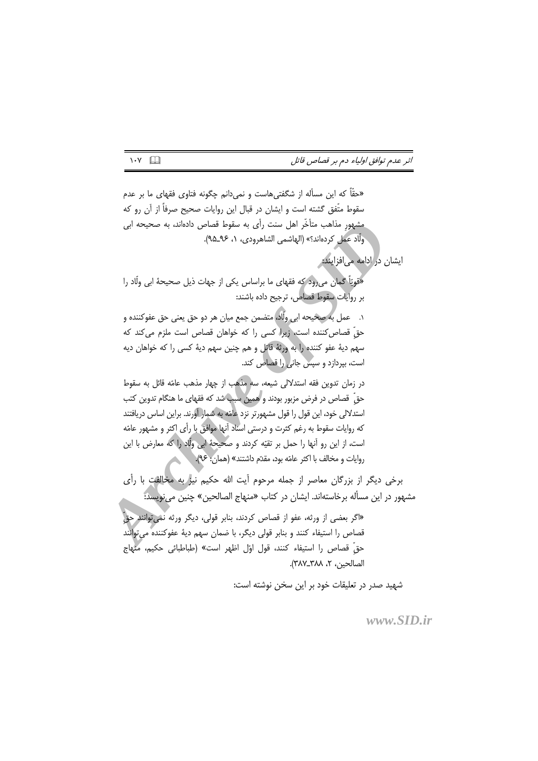«حقّاً که این مسأله از شگفتی‌هاست و نمی‌دانم چگونه فتاوی فقهای ما بر عدم سقوط متّفق گشته است و ایشان در قبال این روایات صحیح صرفاً از آن رو که مشهورِ مذاهب متأخّر اهل سنت رأی به سقوط قصاص داده‌اند، به صحیحه ابی ولّاد عمل کرده‌اند؟» (الهاشمی الشاهرودی، ۱، ۹۶ـ۹۵).

ایشان در ادامه می‌افزایند:

«قویاً گمان می‌رود که فقهای ما براساس یکی از جهات ذیل صحیحهٔ ابی ولّاد را بر روایات سقوط قصاص، ترجیح داده باشند:

۱. عمل به صحیحه ابی ولّاد، متضمن جمع میان هر دو حق یعنی حق عفوکننده و حقّ قصاص‌کننده است، زیرا کسی را که خواهان قصاص است ملزم می‌کند که سهم دیهٔ عفو کننده را به ورثهٔ قاتل و هم چنین سهم دیهٔ کسی را که خواهان دیه است، بپردازد و سپس جانی را قصاص کند.

در زمان تدوین فقه استدلالی شیعه، سه مذهب از چهار مذهب عامّه قائل به سقوط حقّ قصاص در فرض مزبور بودند و همین سبب شد که فقهای ما هنگام تدوین کتب استدلالی خود، این قول را قول مشهورتر نزد عامّه به شمار آورند. براین اساس دریافتند که روایات سقوط به رغم کثرت و درستی اسناد آنها موافق با رأی اکثر و مشهور عامّه است، از این رو آنها را حمل بر تقیّه کردند و صحیحهٔ ابی ولّاد را که معارض با این روایات و مخالف با اکثر عامّه بود، مقدّم داشتند» (همان: ۹۶).

برخی دیگر از بزرگان معاصر از جمله مرحوم آیت الله حکیم نیز به مخالفت با رأی مشهور در این مسأله برخاسته‌اند. ایشان در کتاب «منهاج الصالحین» چنین می‌نویسد:

«اگر بعضی از ورثه، عفو از قصاص کردند، بنابر قولی، دیگر ورثه نمی‌توانند حقّ قصاص را استیفاء کنند و بنابر قولی دیگر، با ضمان سهم دیهٔ عفوکننده می‌توانند حقّ قصاص را استیفاء کنند، قول اوّل اظهر است» (طباطبائی حکیم، منهاج الصالحین، ۲، ۳۸۸ـ۳۸۷).

شهید صدر در تعلیقات خود بر این سخن نوشته است: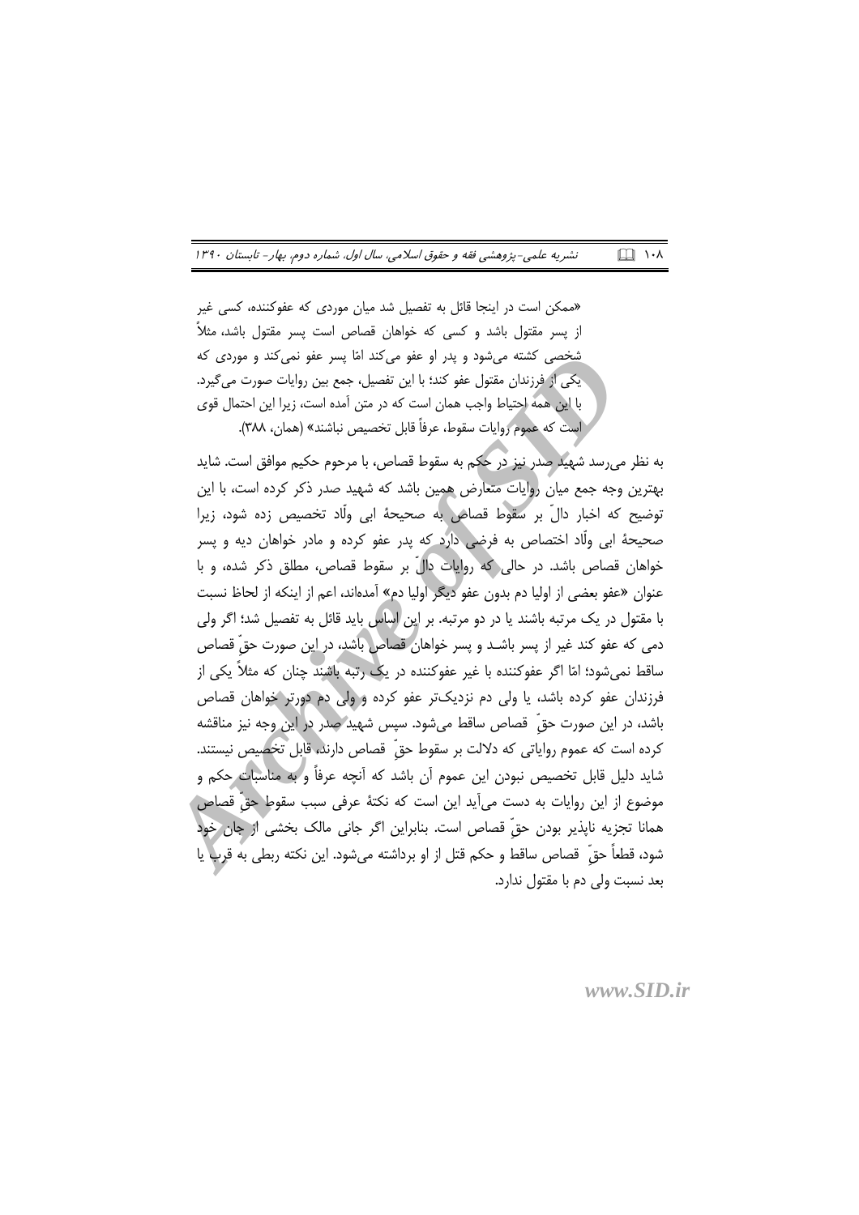«ممکن است در اینجا قائل به تفصیل شد میان موردی که عفوکننده، کسی غیر از پسر مقتول باشد و کسی که خواهان قصاص است پسر مقتول باشد، مثلاً شخصی کشته می‌شود و پدر او عفو می‌کند امّا پسر عفو نمی‌کند و موردی که یکی از فرزندان مقتول عفو کند؛ با این تفصیل، جمع بین روایات صورت می‌گیرد. با این همه احتیاط واجب همان است که در متن آمده است، زیرا این احتمال قوی است که عموم روایات سقوط، عرفاً قابل تخصیص نباشند» (همان، ۳۸۸).

به نظر می‌رسد شهید صدر نیز در حکم به سقوط قصاص، با مرحوم حکیم موافق است. شاید بهترین وجه جمع میان روایات متعارض همین باشد که شهید صدر ذکر کرده است، با این توضیح که اخبار دالّ بر سقوط قصاص به صحیحهٔ ابی ولّاد تخصیص زده شود، زیرا صحیحهٔ ابی ولّاد اختصاص به فرضی دارد که پدر عفو کرده و مادر خواهان دیه و پسر خواهان قصاص باشد. در حالی که روایات دالّ بر سقوط قصاص، مطلق ذکر شده، و با عنوان «عفو بعضی از اولیا دم بدون عفو دیگر اولیا دم» آمده‌اند، اعم از اینکه از لحاظ نسبت با مقتول در یک مرتبه باشند یا در دو مرتبه. بر این اساس باید قائل به تفصیل شد؛ اگر ولی دمی که عفو کند غیر از پسر باشـد و پسر خواهان قصاص باشد، در این صورت حقّ قصاص ساقط نمی‌شود؛ امّا اگر عفوکننده با غیر عفوکننده در یک رتبه باشند چنان که مثلاً یکی از فرزندان عفو کرده باشد، یا ولی دم نزدیک‌تر عفو کرده و ولی دم دورتر خواهان قصاص باشد، در این صورت حقّ قصاص ساقط می‌شود. سپس شهید صدر در این وجه نیز مناقشه کرده است که عموم روایاتی که دلالت بر سقوط حقّ قصاص دارند، قابل تخصیص نیستند. شاید دلیل قابل تخصیص نبودن این عموم آن باشد که آنچه عرفاً و به مناسبات حکم و موضوع از این روایات به دست می‌آید این است که نکتهٔ عرفی سبب سقوط حقّ قصاص همانا تجزیه ناپذیر بودن حقّ قصاص است. بنابراین اگر جانی مالک بخشی از جان خود شود، قطعاً حقّ قصاص ساقط و حکم قتل از او برداشته می‌شود. این نکته ربطی به قرب یا بعد نسبت ولی دم با مقتول ندارد.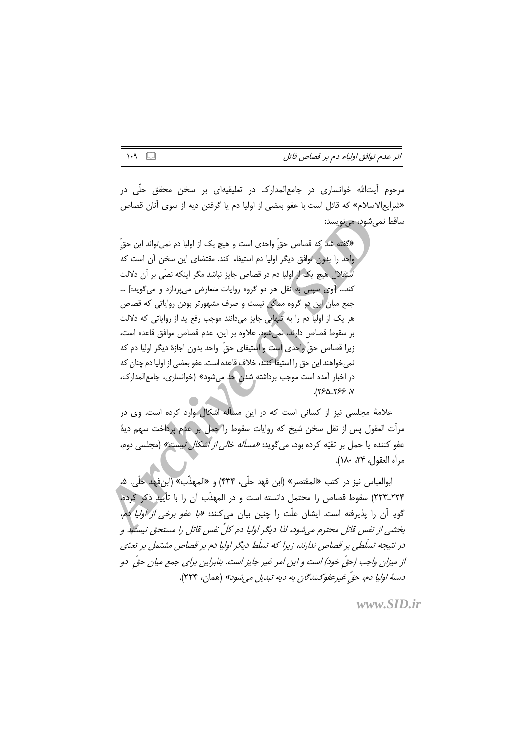مرحوم آیت‌الله خوانساری در جامع‌المدارک در تعلیقیه‌ای بر سخن محقق حلّی در «شرایع‌الاسلام» که قائل است با عفو بعضی از اولیا دم یا گرفتن دیه از سوی آنان قصاص ساقط نمی‌شود، می‌نویسد:

«گفته شد که قصاص حقّ واحدی است و هیچ یک از اولیا دم نمی‌تواند این حقّ واحد را بدون توافق دیگر اولیا دم استیفاء کند. مقتضای این سخن آن است که استقلال هیچ یک از اولیا دم در قصاص جایز نباشد مگر اینکه نصّی بر آن دلالت کند... [وی سپس به نقل هر دو گروه روایات متعارض می‌پردازد و می‌گوید:] ... جمع میان این دو گروه ممکن نیست و صرف مشهورتر بودن روایاتی که قصاص هر یک از اولیا دم را به تنهایی جایز می‌دانند موجب رفع ید از روایاتی که دلالت بر سقوط قصاص دارند، نمی‌شود. علاوه بر این، عدم قصاص موافق قاعده است، زیرا قصاص حقّ واحدی است و استیفای حقّ واحد بدون اجازهٔ دیگر اولیا دم که نمی‌خواهند این حق را استیفا کنند، خلاف قاعده است. عفو بعضی از اولیا دم چنان که در اخبار آمده است موجب برداشته شدن حد می‌شود» (خوانساری، جامع‌المدارک، ۷، ۲۶۶ـ۲۶۵).

علامهٔ مجلسی نیز از کسانی است که در این مسأله اشکال وارد کرده است. وی در مرآت العقول پس از نقل سخن شیخ که روایات سقوط را حمل بر عدم پرداخت سهم دیهٔ عفو کننده یا حمل بر تقیّه کرده بود، می‌گوید: *«مسأله خالی از اشکال نیست»* (مجلسی دوم، مرآه العقول، ۲۴، ۱۸۰).

ابوالعباس نیز در کتب «المقتصر» (ابن فهد حلّی، ۴۳۴) و «المهذّب» (ابن‌فهد حلّی، ۵، ۲۲۴ـ۲۲۳) سقوط قصاص را محتمل دانسته است و در المهذّب آن را با تأیید ذکر کرده، گویا آن را پذیرفته است. ایشان علّت را چنین بیان می‌کنند: *«با عفو برخی از اولیا دم، بخشی از نفس قاتل محترم می‌شود، لذا دیگر اولیا دم کلّ نفس قاتل را مستحق نیستند و در نتیجه تسلّطی بر قصاص ندارند، زیرا که تسلّط دیگر اولیا دم بر قصاص مشتمل بر تعدّی از میزان واجب (حقّ خود) است و این امر غیر جایز است. بنابراین برای جمع میان حقّ دو دستهٔ اولیا دم، حقّ غیرعفوکنندگان به دیه تبدیل می‌شود»* (همان، ۲۲۴).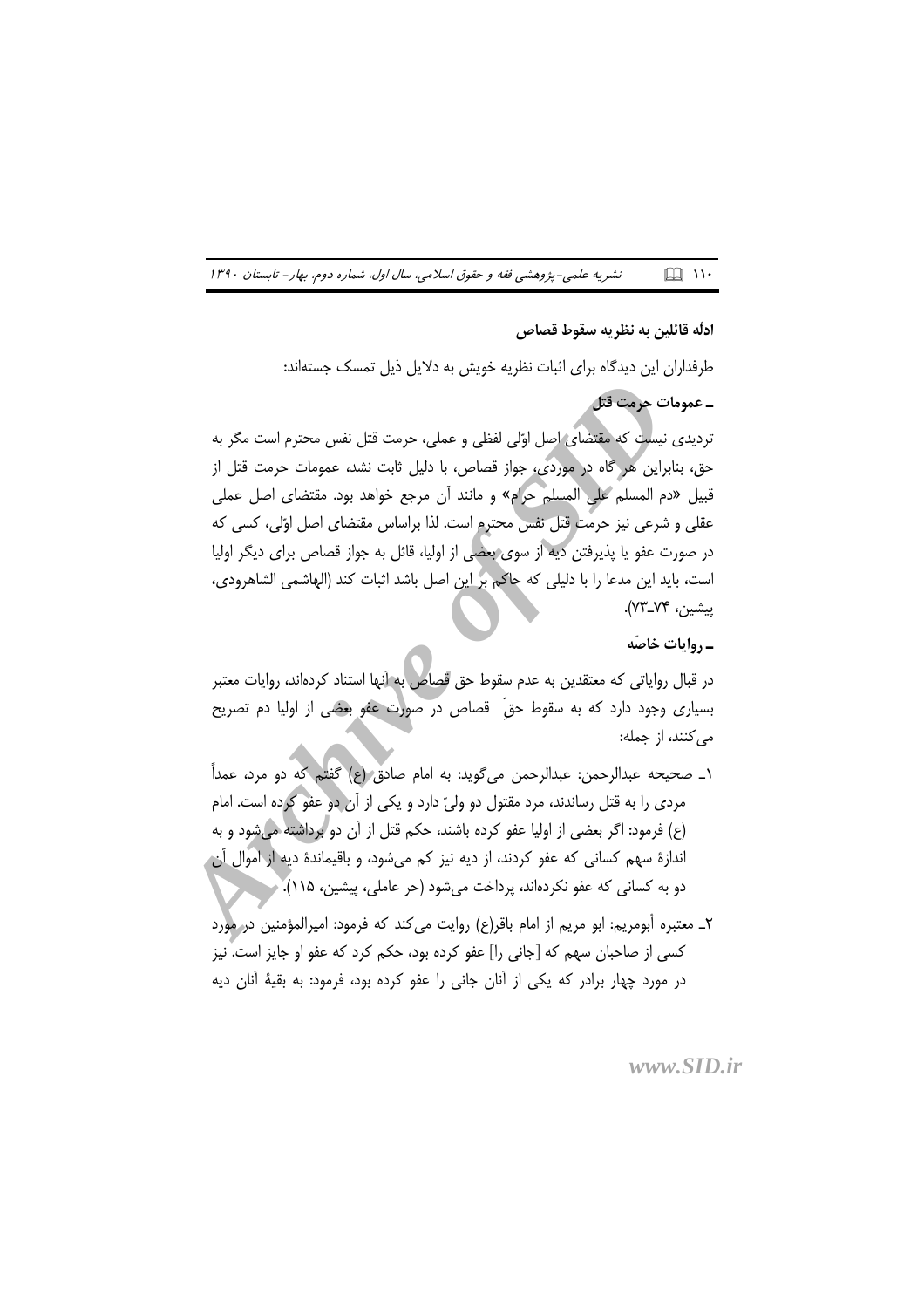### ادلّه قائلین به نظریه سقوط قصاص

طرفداران این دیدگاه برای اثبات نظریه خویش به دلایل ذیل تمسک جسته‌اند:

#### ـ عمومات حرمت قتل

تردیدی نیست که مقتضای اصل اوّلی لفظی و عملی، حرمت قتل نفس محترم است مگر به حق، بنابراین هر گاه در موردی، جواز قصاص، با دلیل ثابت نشد، عمومات حرمت قتل از قبیل «دم المسلم علی المسلم حرام» و مانند آن مرجع خواهد بود. مقتضای اصل عملی عقلی و شرعی نیز حرمت قتل نفس محترم است. لذا براساس مقتضای اصل اوّلی، کسی که در صورت عفو یا پذیرفتن دیه از سوی بعضی از اولیا، قائل به جواز قصاص برای دیگر اولیا است، باید این مدعا را با دلیلی که حاکم بر این اصل باشد اثبات کند (الهاشمی الشاهرودی، پیشین، ۷۴ـ۷۳).

#### ـ روایات خاصّه

در قبال روایاتی که معتقدین به عدم سقوط حق قصاص به آنها استناد کرده‌اند، روایات معتبر بسیاری وجود دارد که به سقوط حقِّ قصاص در صورت عفو بعضی از اولیا دم تصریح می‌کنند، از جمله:

۱ـ صحیحه عبدالرحمن: عبدالرحمن می‌گوید: به امام صادق (ع) گفتم که دو مرد، عمداً مردی را به قتل رساندند، مرد مقتول دو ولیّ دارد و یکی از آن دو عفو کرده است. امام (ع) فرمود: اگر بعضی از اولیا عفو کرده باشند، حکم قتل از آن دو برداشته می‌شود و به اندازهٔ سهم کسانی که عفو کردند، از دیه نیز کم می‌شود، و باقیماندهٔ دیه از اموال آن دو به کسانی که عفو نکرده‌اند، پرداخت می‌شود (حر عاملی، پیشین، ۱۱۵).

۲ـ معتبره أبومریم: ابو مریم از امام باقر(ع) روایت می‌کند که فرمود: امیرالمؤمنین در مورد کسی از صاحبان سهم که [جانی را] عفو کرده بود، حکم کرد که عفو او جایز است. نیز در مورد چهار برادر که یکی از آنان جانی را عفو کرده بود، فرمود: به بقیهٔ آنان دیه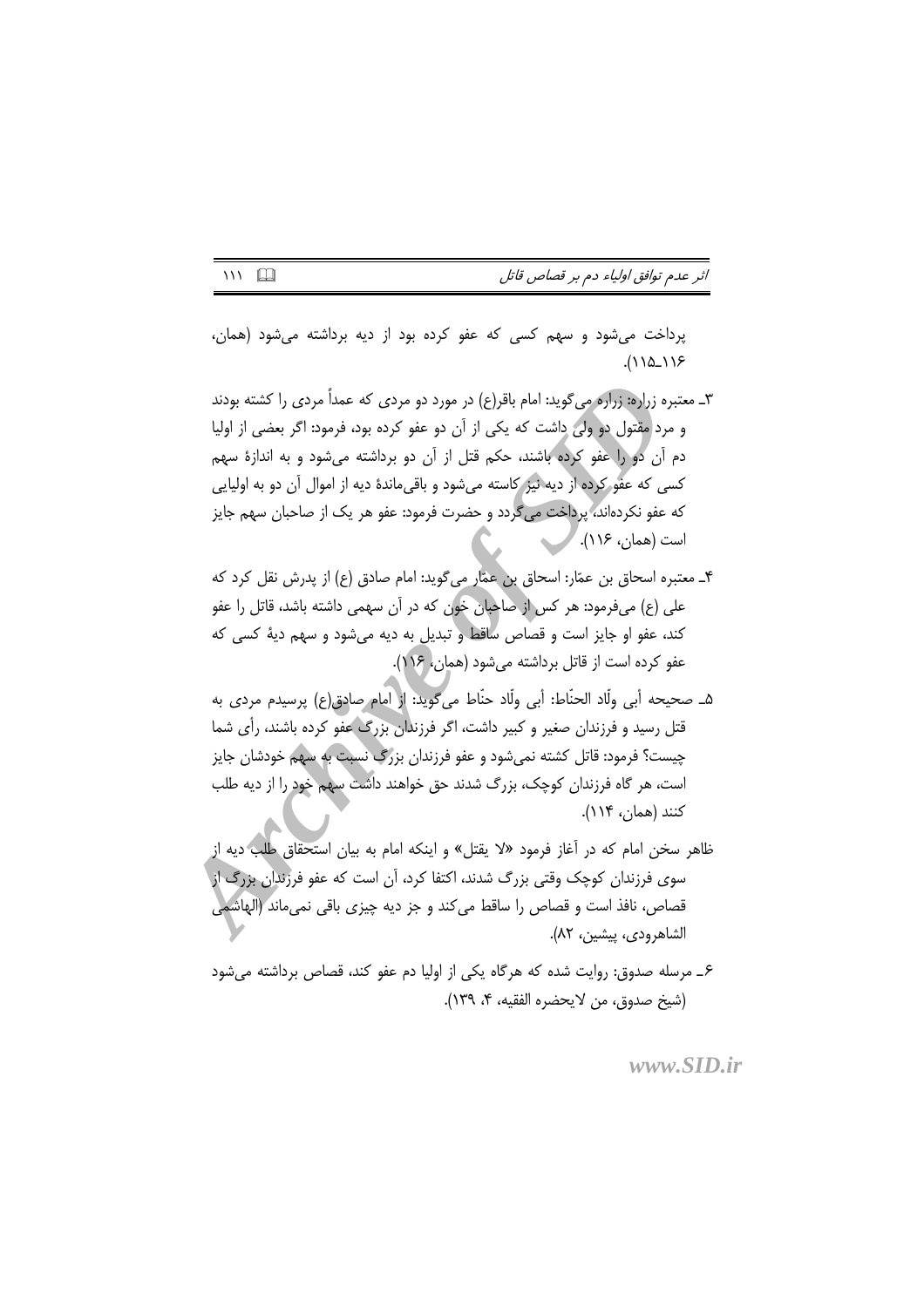پرداخت می‌شود و سهم کسی که عفو کرده بود از دیه برداشته می‌شود (همان، ۱۱۶ـ۱۱۵).

۳ـ معتبره زراره: زراره می‌گوید: امام باقر(ع) در مورد دو مردی که عمداً مردی را کشته بودند و مرد مقتول دو ولی داشت که یکی از آن دو عفو کرده بود، فرمود: اگر بعضی از اولیا دم آن دو را عفو کرده باشند، حکم قتل از آن دو برداشته می‌شود و به اندازهٔ سهم کسی که عفو کرده از دیه نیز کاسته می‌شود و باقی‌ماندهٔ دیه از اموال آن دو به اولیایی که عفو نکرده‌اند، پرداخت می‌گردد و حضرت فرمود: عفو هر یک از صاحبان سهم جایز است (همان، ۱۱۶).

۴ـ معتبره اسحاق بن عمّار: اسحاق بن عمّار می‌گوید: امام صادق (ع) از پدرش نقل کرد که علی (ع) می‌فرمود: هر کس از صاحبان خون که در آن سهمی داشته باشد، قاتل را عفو کند، عفو او جایز است و قصاص ساقط و تبدیل به دیه می‌شود و سهم دیهٔ کسی که عفو کرده است از قاتل برداشته می‌شود (همان، ۱۱۶).

۵ـ صحیحه أبی ولّاد الحنّاط: أبی ولّاد حنّاط می‌گوید: از امام صادق(ع) پرسیدم مردی به قتل رسید و فرزندان صغیر و کبیر داشت، اگر فرزندان بزرگ عفو کرده باشند، رأی شما چیست؟ فرمود: قاتل کشته نمی‌شود و عفو فرزندان بزرگ نسبت به سهم خودشان جایز است، هر گاه فرزندان کوچک، بزرگ شدند حق خواهند داشت سهم خود را از دیه طلب کنند (همان، ۱۱۴).

ظاهر سخن امام که در آغاز فرمود «لا یقتل» و اینکه امام به بیان استحقاق طلب دیه از سوی فرزندان کوچک وقتی بزرگ شدند، اکتفا کرد، آن است که عفو فرزندان بزرگ از قصاص، نافذ است و قصاص را ساقط می‌کند و جز دیه چیزی باقی نمی‌ماند (الهاشمی الشاهرودی، پیشین، ۸۲).

۶ـ مرسله صدوق: روایت شده که هرگاه یکی از اولیا دم عفو کند، قصاص برداشته می‌شود (شیخ صدوق، من لایحضره الفقیه، ۴، ۱۳۹).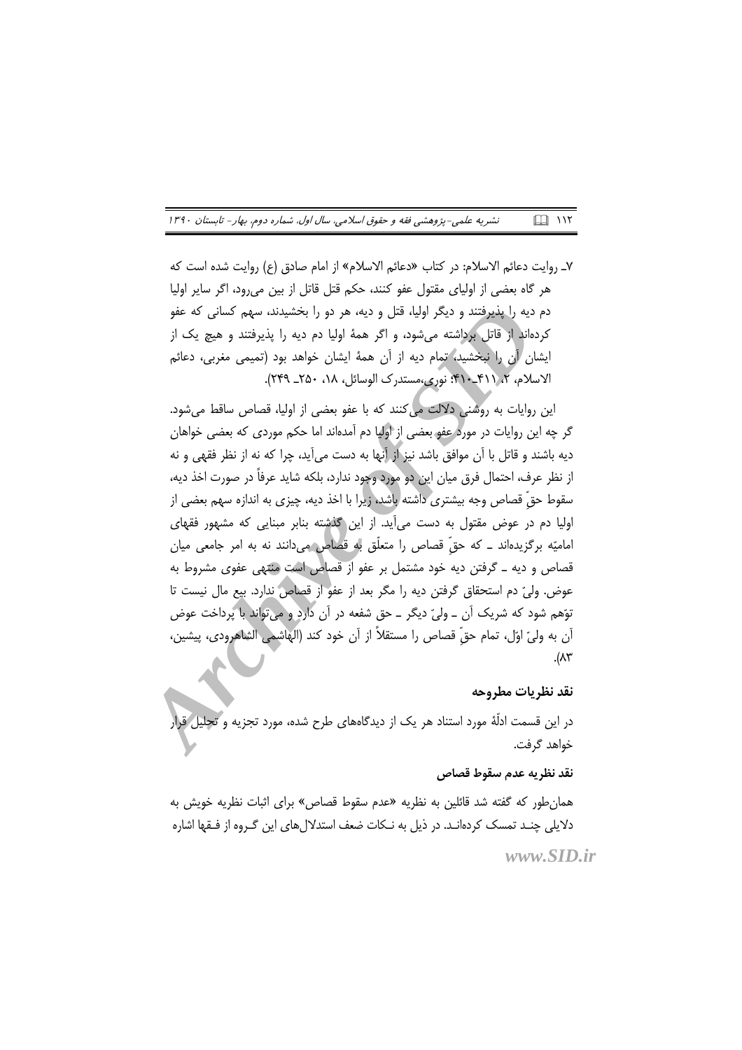۷ـ روایت دعائم الاسلام: در کتاب «دعائم الاسلام» از امام صادق (ع) روایت شده است که هر گاه بعضی از اولیای مقتول عفو کنند، حکم قتل قاتل از بین می‌رود، اگر سایر اولیا دم دیه را پذیرفتند و دیگر اولیا، قتل و دیه، هر دو را بخشیدند، سهم کسانی که عفو کرده‌اند از قاتل برداشته می‌شود، و اگر همهٔ اولیا دم دیه را پذیرفتند و هیچ یک از ایشان آن را نبخشید، تمام دیه از آن همهٔ ایشان خواهد بود (تمیمی مغربی، دعائم الاسلام، ۲، ۴۱۱ـ۴۱۰؛ نوری،مستدرک الوسائل، ۱۸، ۲۵۰ـ ۲۴۹).

این روایات به روشنی دلالت می‌کنند که با عفو بعضی از اولیا، قصاص ساقط می‌شود. گر چه این روایات در مورد عفو بعضی از اولیا دم آمده‌اند اما حکم موردی که بعضی خواهان دیه باشند و قاتل با آن موافق باشد نیز از آنها به دست می‌آید، چرا که نه از نظر فقهی و نه از نظر عرف، احتمال فرق میان این دو مورد وجود ندارد، بلکه شاید عرفاً در صورت اخذ دیه، سقوط حقِّ قصاص وجه بیشتری داشته باشد، زیرا با اخذ دیه، چیزی به اندازه سهم بعضی از اولیا دم در عوض مقتول به دست می‌آید. از این گذشته بنابر مبنایی که مشهور فقهای امامیّه برگزیده‌اند ـ که حقّ قصاص را متعلّق به قصاص می‌دانند نه به امر جامعی میان قصاص و دیه ـ گرفتن دیه خود مشتمل بر عفو از قصاص است منتهی عفوی مشروط به عوض. ولیّ دم استحقاق گرفتن دیه را مگر بعد از عفو از قصاص ندارد. بیع مال نیست تا توّهم شود که شریک آن ـ ولیّ دیگر ـ حق شفعه در آن دارد و می‌تواند با پرداخت عوض آن به ولیّ اوّل، تمام حقِّ قصاص را مستقلاً از آن خود کند (الهاشمی الشاهرودی، پیشین، ۸۳).

## نقد نظریات مطروحه

در این قسمت ادلّهٔ مورد استناد هر یک از دیدگاه‌های طرح شده، مورد تجزیه و تحلیل قرار خواهد گرفت.

### نقد نظریه عدم سقوط قصاص

همان‌طور که گفته شد قائلین به نظریه «عدم سقوط قصاص» برای اثبات نظریه خویش به دلایلی چنـد تمسک کرده‌انـد. در ذیل به نـکات ضعف استدلال‌های این گـروه از فـقها اشاره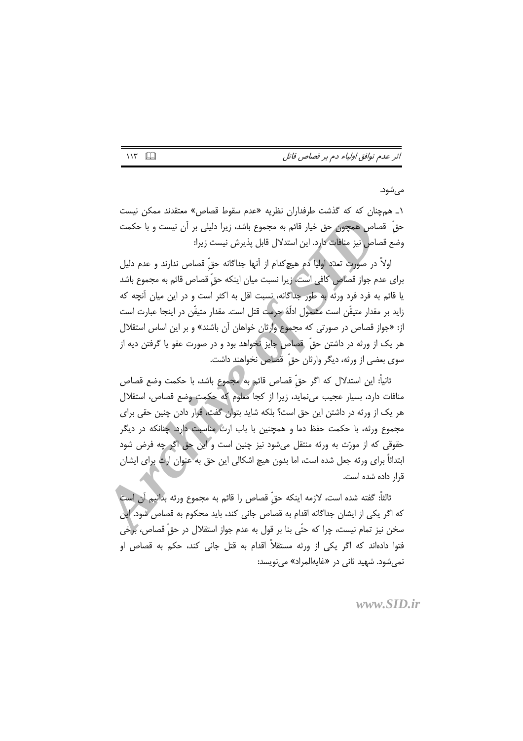می‌شود.

۱ـ همچنان که گذشت طرفداران نظریه «عدم سقوط قصاص» معتقدند ممکن نیست حقِّ قصاص همچون حق خیار قائم به مجموع باشد، زیرا دلیلی بر آن نیست و با حکمت وضع قصاص نیز منافات دارد. این استدلال قابل پذیرش نیست زیرا:

اولاً در صورت تعدّد اولیا دم هیچ‌کدام از آنها جداگانه حقِّ قصاص ندارند و عدم دلیل برای عدم جواز قصاص کافی است، زیرا نسبت میان اینکه حقِّ قصاص قائم به مجموع باشد یا قائم به فرد فرد ورثه به طور جداگانه، نسبت اقل به اکثر است و در این میان آنچه که زاید بر مقدار متیقّن است مشمول ادلّهٔ حرمت قتل است. مقدار متیقّن در اینجا عبارت است از: «جواز قصاص در صورتی که مجموع وارثان خواهان آن باشند» و بر این اساس استقلال هر یک از ورثه در داشتن حقِّ قصاص جایز نخواهد بود و در صورت عفو یا گرفتن دیه از سوی بعضی از ورثه، دیگر وارثان حقِّ قصاص نخواهند داشت.

ثانیاً: این استدلال که اگر حقِّ قصاص قائم به مجموع باشد، با حکمت وضع قصاص منافات دارد، بسیار عجیب می‌نماید، زیرا از کجا معلوم که حکمت وضع قصاص، استقلال هر یک از ورثه در داشتن این حق است؟ بلکه شاید بتوان گفت، قرار دادن چنین حقی برای مجموع ورثه، با حکمت حفظ دما و همچنین با باب ارث مناسبت دارد. چنانکه در دیگر حقوقی که از مورّث به ورثه منتقل می‌شود نیز چنین است و این حق اگر چه فرض شود ابتدائاً برای ورثه جعل شده است، اما بدون هیچ اشکالی این حق به عنوان ارث برای ایشان قرار داده شده است.

ثالثاً: گفته شده است، لازمه اینکه حقِّ قصاص را قائم به مجموع ورثه بدانیم آن است که اگر یکی از ایشان جداگانه اقدام به قصاص جانی کند، باید محکوم به قصاص شود. این سخن نیز تمام نیست، چرا که حتّی بنا بر قول به عدم جواز استقلال در حقِّ قصاص، برخی فتوا داده‌اند که اگر یکی از ورثه مستقلاً اقدام به قتل جانی کند، حکم به قصاص او نمی‌شود. شهید ثانی در «غایه‌المراد» می‌نویسد: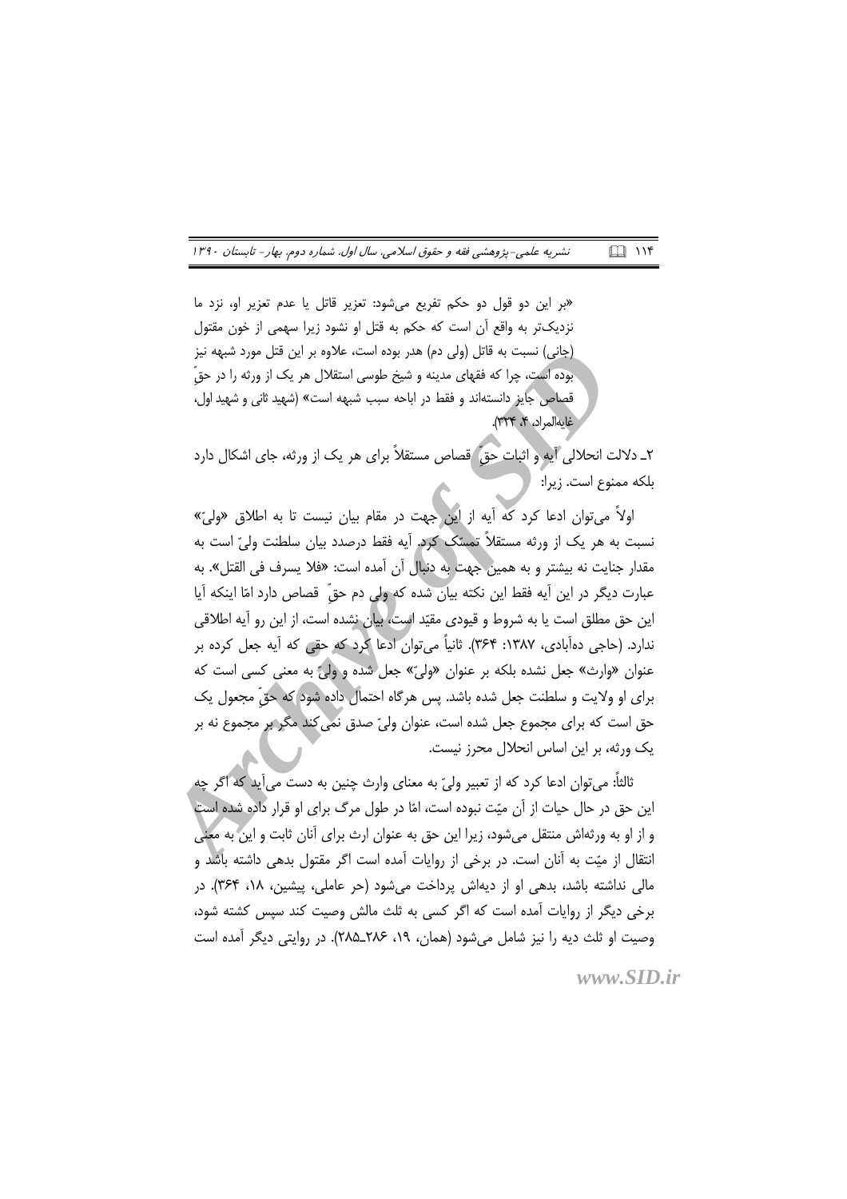«بر این دو قول دو حکم تفریع می‌شود: تعزیر قاتل یا عدم تعزیر او، نزد ما نزدیک‌تر به واقع آن است که حکم به قتل او نشود زیرا سهمی از خون مقتول (جانی) نسبت به قاتل (ولی دم) هدر بوده است، علاوه بر این قتل مورد شبهه نیز بوده است، چرا که فقهای مدینه و شیخ طوسی استقلال هر یک از ورثه را در حقِّ قصاص جایز دانسته‌اند و فقط در اباحه سبب شبهه است» (شهید ثانی و شهید اول، غایه‌المراد، ۴، ۳۳۴).

۲ـ دلالت انحلالی آیه و اثبات حقِّ قصاص مستقلاً برای هر یک از ورثه، جای اشکال دارد بلکه ممنوع است. زیرا:

اولاً می‌توان ادعا کرد که آیه از این جهت در مقام بیان نیست تا به اطلاق «ولیّ» نسبت به هر یک از ورثه مستقلاً تمسّک کرد. آیه فقط درصدد بیان سلطنت ولیّ است به مقدار جنایت نه بیشتر و به همین جهت به دنبال آن آمده است: «فلا یسرف فی القتل». به عبارت دیگر در این آیه فقط این نکته بیان شده که ولی دم حقِّ قصاص دارد امّا اینکه آیا این حق مطلق است یا به شروط و قیودی مقیّد است، بیان نشده است، از این رو آیه اطلاقی ندارد. (حاجی ده‌آبادی، ۱۳۸۷: ۳۶۴). ثانیاً می‌توان ادعا کرد که حقی که آیه جعل کرده بر عنوان «وارث» جعل نشده بلکه بر عنوان «ولیّ» جعل شده و ولیّ به معنی کسی است که برای او ولایت و سلطنت جعل شده باشد. پس هرگاه احتمال داده شود که حقِّ مجعول یک حق است که برای مجموع جعل شده است، عنوان ولیّ صدق نمی‌کند مگر بر مجموع نه بر یک ورثه، بر این اساس انحلال محرز نیست.

ثالثاً: می‌توان ادعا کرد که از تعبیر ولیّ به معنای وارث چنین به دست می‌آید که اگر چه این حق در حال حیات از آن میّت نبوده است، امّا در طول مرگ برای او قرار داده شده است و از او به ورثه‌اش منتقل می‌شود، زیرا این حق به عنوان ارث برای آنان ثابت و این به معنی انتقال از میّت به آنان است. در برخی از روایات آمده است اگر مقتول بدهی داشته باشد و مالی نداشته باشد، بدهی او از دیه‌اش پرداخت می‌شود (حر عاملی، پیشین، ۱۸، ۳۶۴). در برخی دیگر از روایات آمده است که اگر کسی به ثلث مالش وصیت کند سپس کشته شود، وصیت او ثلث دیه را نیز شامل می‌شود (همان، ۱۹، ۲۸۶ـ۲۸۵). در روایتی دیگر آمده است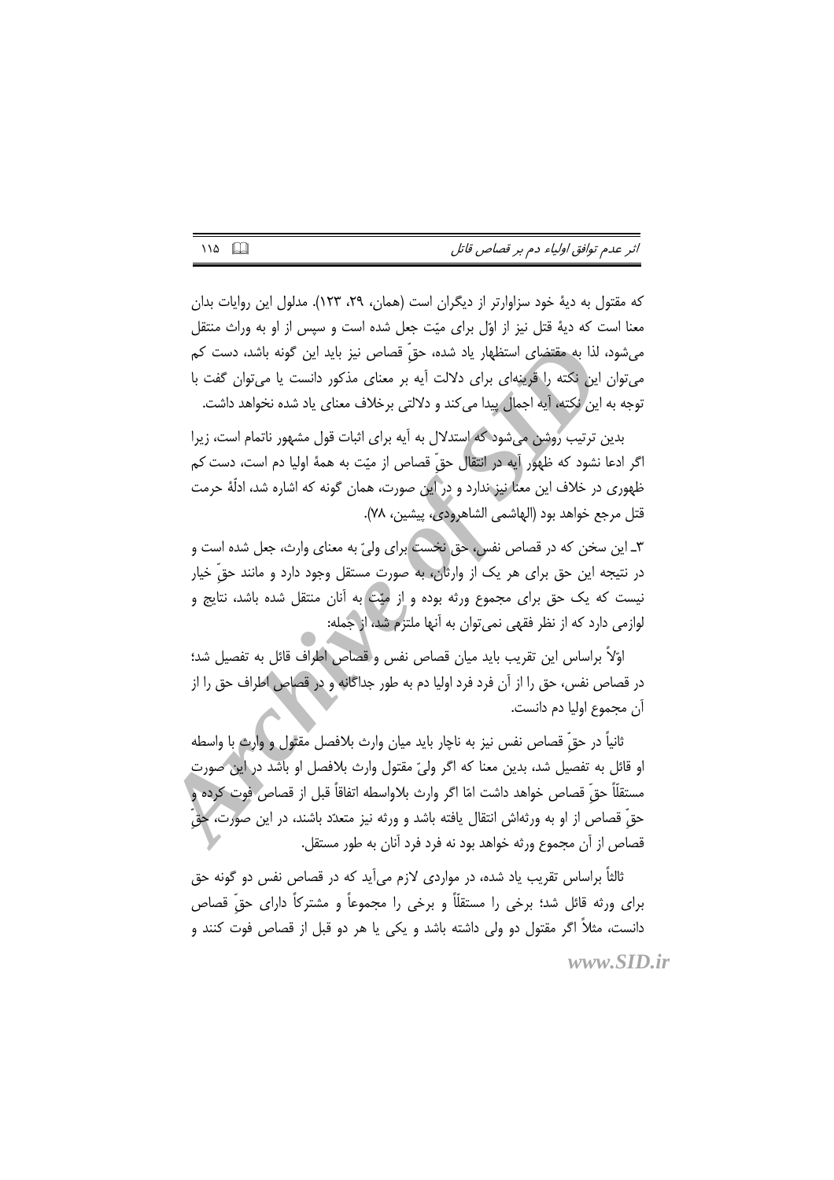که مقتول به دیهٔ خود سزاوارتر از دیگران است (همان، ۲۹، ۱۲۳). مدلول این روایات بدان معنا است که دیهٔ قتل نیز از اوّل برای میّت جعل شده است و سپس از او به وراث منتقل می‌شود، لذا به مقتضای استظهار یاد شده، حقّ قصاص نیز باید این گونه باشد، دست کم می‌توان این نکته را قرینه‌ای برای دلالت آیه بر معنای مذکور دانست یا می‌توان گفت با توجه به این نکته، آیه اجمال پیدا می‌کند و دلالتی برخلاف معنای یاد شده نخواهد داشت.

بدین ترتیب روشن می‌شود که استدلال به آیه برای اثبات قول مشهور ناتمام است، زیرا اگر ادعا نشود که ظهور آیه در انتقال حقّ قصاص از میّت به همهٔ اولیا دم است، دست کم ظهوری در خلاف این معنا نیز ندارد و در این صورت، همان گونه که اشاره شد، ادلّهٔ حرمت قتل مرجع خواهد بود (الهاشمی الشاهرودی، پیشین، ۷۸).

۳ـ این سخن که در قصاص نفس، حق نخست برای ولیّ به معنای وارث، جعل شده است و در نتیجه این حق برای هر یک از وارثان، به صورت مستقل وجود دارد و مانند حقّ خیار نیست که یک حق برای مجموع ورثه بوده و از میّت به آنان منتقل شده باشد، نتایج و لوازمی دارد که از نظر فقهی نمی‌توان به آنها ملتزم شد، از جمله:

اوّلاً براساس این تقریب باید میان قصاص نفس و قصاص اطراف قائل به تفصیل شد؛ در قصاص نفس، حق را از آن فرد فرد اولیا دم به طور جداگانه و در قصاص اطراف حق را از آن مجموع اولیا دم دانست.

ثانیاً در حقّ قصاص نفس نیز به ناچار باید میان وارث بلافصل مقتول و وارث با واسطه او قائل به تفصیل شد، بدین معنا که اگر ولیّ مقتول وارث بلافصل او باشد در این صورت مستقلاً حقّ قصاص خواهد داشت امّا اگر وارث بلاواسطه اتفاقاً قبل از قصاص فوت کرده و حقّ قصاص از او به ورثه‌اش انتقال یافته باشد و ورثه نیز متعدّد باشند، در این صورت، حقّ قصاص از آن مجموع ورثه خواهد بود نه فرد فرد آنان به طور مستقل.

ثالثاً براساس تقریب یاد شده، در مواردی لازم می‌آید که در قصاص نفس دو گونه حق برای ورثه قائل شد؛ برخی را مستقلاً و برخی را مجموعاً و مشترکاً دارای حقّ قصاص دانست، مثلاً اگر مقتول دو ولی داشته باشد و یکی یا هر دو قبل از قصاص فوت کنند و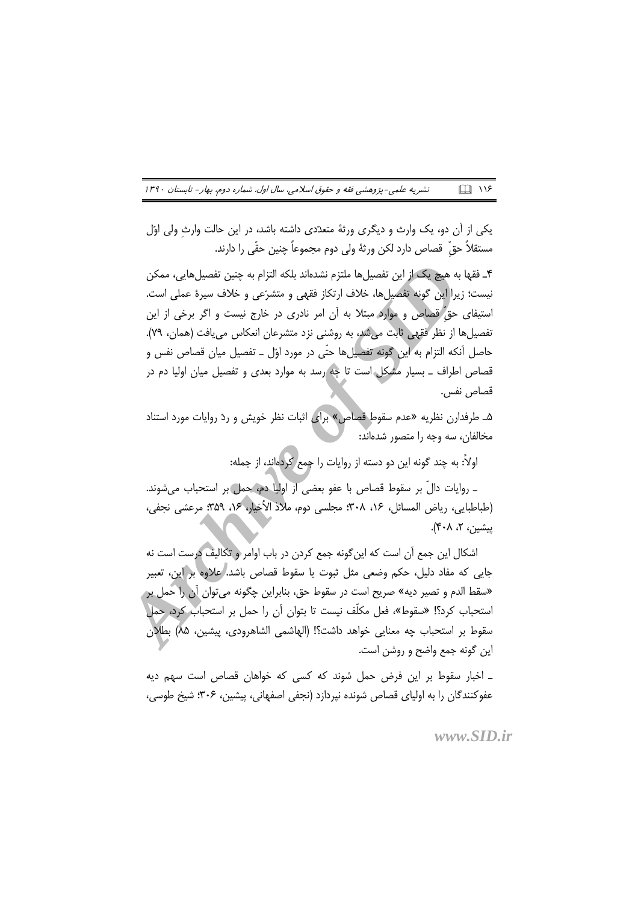یکی از آن دو، یک وارث و دیگری ورثهٔ متعدّدی داشته باشد، در این حالت وارثِ ولی اوّل مستقلاً حقّ قصاص دارد لکن ورثهٔ ولی دوم مجموعاً چنین حقّی را دارند.

۴ـ فقها به هیچ یک از این تفصیل‌ها ملتزم نشده‌اند بلکه التزام به چنین تفصیل‌هایی، ممکن نیست؛ زیرا این گونه تفصیل‌ها، خلاف ارتکاز فقهی و متشرّعی و خلاف سیرهٔ عملی است. استیفای حقِّ قصاص و موارد مبتلا به آن امر نادری در خارج نیست و اگر برخی از این تفصیل‌ها از نظر فقهی ثابت می‌شد، به روشنی نزد متشرعان انعکاس می‌یافت (همان، ۷۹). حاصل آنکه التزام به این گونه تفصیل‌ها حتّی در مورد اوّل ـ تفصیل میان قصاص نفس و قصاص اطراف ـ بسیار مشکل است تا چه رسد به موارد بعدی و تفصیل میان اولیا دم در قصاص نفس.

۵ـ طرفدارن نظریه «عدم سقوط قصاص» برای اثبات نظر خویش و ردّ روایات مورد استناد مخالفان، سه وجه را متصور شده‌اند:

اولاً: به چند گونه این دو دسته از روایات را جمع کرده‌اند، از جمله:

ـ روایات دالّ بر سقوط قصاص با عفو بعضی از اولیا دم، حمل بر استحباب می‌شوند. (طباطبایی، ریاض المسائل، ۱۶، ۳۰۸؛ مجلسی دوم، ملاذ الأخیار، ۱۶، ۳۵۹؛ مرعشی نجفی، پیشین، ۲، ۴۰۸).

اشکال این جمع آن است که این‌گونه جمع کردن در باب اوامر و تکالیف درست است نه جایی که مفاد دلیل، حکم وضعی مثل ثبوت یا سقوط قصاص باشد. علاوه بر این، تعبیر «سقط الدم و تصیر دیه» صریح است در سقوط حق، بنابراین چگونه می‌توان آن را حمل بر استحباب کرد؟! «سقوط»، فعل مکلّف نیست تا بتوان آن را حمل بر استحباب کرد، حمل سقوط بر استحباب چه معنایی خواهد داشت؟! (الهاشمی الشاهرودی، پیشین، ۸۵) بطلان این گونه جمع واضح و روشن است.

ـ اخبار سقوط بر این فرض حمل شوند که کسی که خواهان قصاص است سهم دیه عفوکنندگان را به اولیای قصاص شونده نپردازد (نجفی اصفهانی، پیشین، ۳۰۶؛ شیخ طوسی،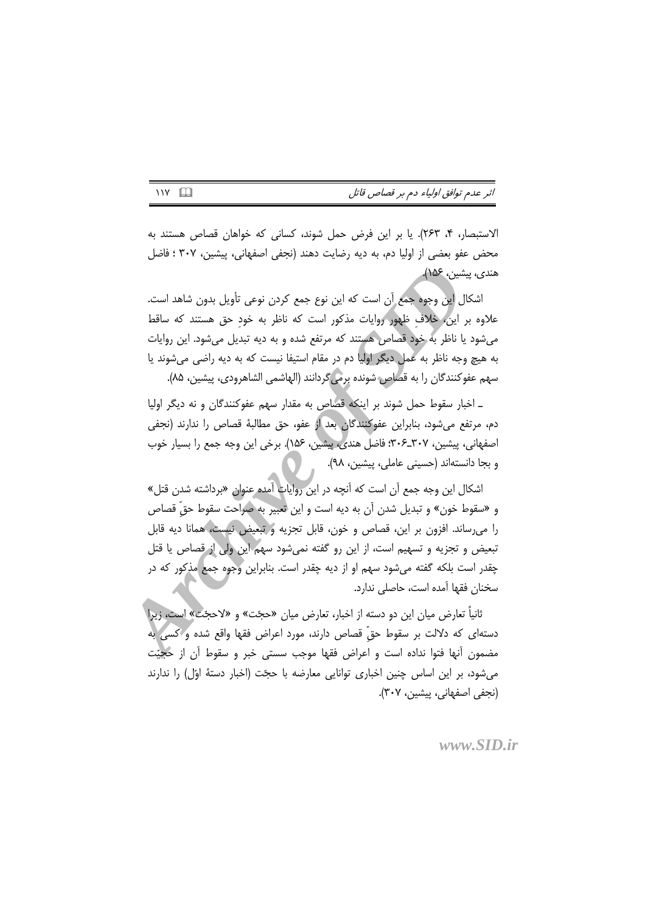الاستبصار، ۴، ۲۶۳). یا بر این فرض حمل شوند، کسانی که خواهان قصاص هستند به محض عفو بعضی از اولیا دم، به دیه رضایت دهند (نجفی اصفهانی، پیشین، ۳۰۷ ؛ فاضل هندی، پیشین، ۱۵۶).

اشکال این وجوه جمع آن است که این نوع جمع کردن نوعی تأویل بدون شاهد است. علاوه بر این، خلافِ ظهور روایات مذکور است که ناظر به خودِ حق هستند که ساقط می‌شود یا ناظر به خود قصاص هستند که مرتفع شده و به دیه تبدیل می‌شود. این روایات به هیچ وجه ناظر به عمل دیگر اولیا دم در مقام استیفا نیست که به دیه راضی می‌شوند یا سهم عفوکنندگان را به قصاص شونده برمی‌گردانند (الهاشمی الشاهرودی، پیشین، ۸۵).

ـ اخبار سقوط حمل شوند بر اینکه قصاص به مقدار سهم عفوکنندگان و نه دیگر اولیا دم، مرتفع می‌شود، بنابراین عفوکنندگان بعد از عفو، حق مطالبهٔ قصاص را ندارند (نجفی اصفهانی، پیشین، ۳۰۷ـ۳۰۶؛ فاضل هندی، پیشین، ۱۵۶). برخی این وجه جمع را بسیار خوب و بجا دانسته‌اند (حسینی عاملی، پیشین، ۹۸).

اشکال این وجه جمع آن است که آنچه در این روایات آمده عنوان «برداشته شدن قتل» و «سقوط خون» و تبدیل شدن آن به دیه است و این تعبیر به صراحت سقوط حقّ قصاص را می‌رساند. افزون بر این، قصاص و خون، قابل تجزیه و تبعیض نیست، همانا دیه قابل تبعیض و تجزیه و تسهیم است، از این رو گفته نمی‌شود سهم این ولی از قصاص یا قتل چقدر است بلکه گفته می‌شود سهم او از دیه چقدر است. بنابراین وجوه جمع مذکور که در سخنان فقها آمده است، حاصلی ندارد.

ثانیاً تعارض میان این دو دسته از اخبار، تعارض میان «حجّت» و «لاحجّت» است، زیرا دسته‌ای که دلالت بر سقوط حقّ قصاص دارند، مورد اعراض فقها واقع شده و کسی به مضمون آنها فتوا نداده است و اعراض فقها موجب سستی خبر و سقوط آن از حجّیّت می‌شود، بر این اساس چنین اخباری توانایی معارضه با حجّت (اخبار دستهٔ اوّل) را ندارند (نجفی اصفهانی، پیشین، ۳۰۷).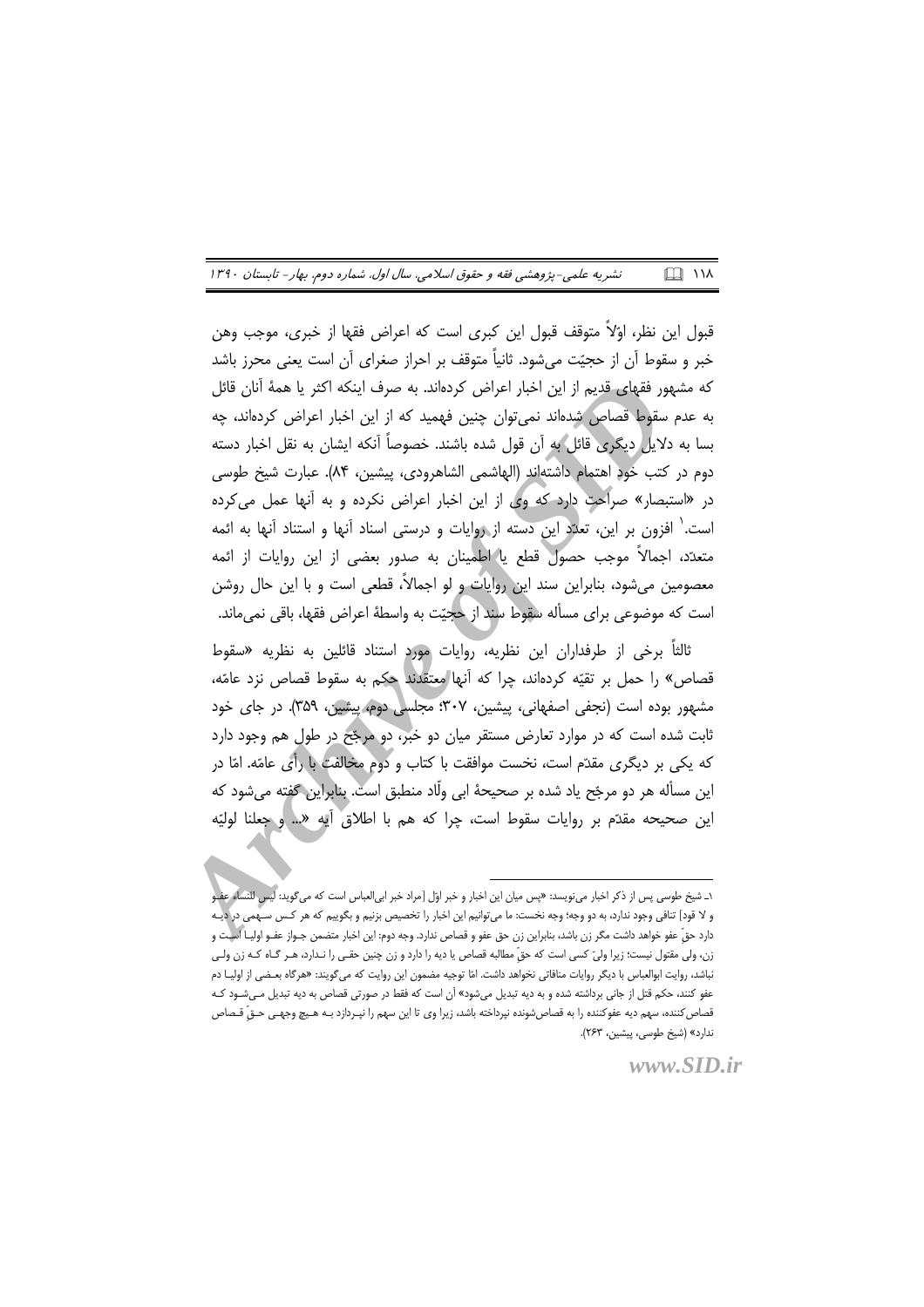قبول این نظر، اوّلاً متوقف قبول این کبری است که اعراض فقها از خبری، موجب وهن خبر و سقوط آن از حجیّت می‌شود. ثانیاً متوقف بر احراز صغرای آن است یعنی محرز باشد که مشهور فقهای قدیم از این اخبار اعراض کرده‌اند. به صرف اینکه اکثر یا همهٔ آنان قائل به عدم سقوط قصاص شده‌اند نمی‌توان چنین فهمید که از این اخبار اعراض کرده‌اند، چه بسا به دلایل دیگری قائل به آن قول شده باشند. خصوصاً آنکه ایشان به نقل اخبار دسته دوم در کتب خود اهتمام داشته‌اند (الهاشمی الشاهرودی، پیشین، ۸۴). عبارت شیخ طوسی در «استبصار» صراحت دارد که وی از این اخبار اعراض نکرده و به آنها عمل می‌کرده است.[1] افزون بر این، تعدّد این دسته از روایات و درستی اسناد آنها و استناد آنها به ائمه متعدّد، اجمالاً موجب حصول قطع یا اطمینان به صدور بعضی از این روایات از ائمه معصومین می‌شود، بنابراین سند این روایات و لو اجمالاً، قطعی است و با این حال روشن است که موضوعی برای مسأله سقوط سند از حجیّت به واسطهٔ اعراض فقها، باقی نمی‌ماند.

ثالثاً برخی از طرفداران این نظریه، روایات مورد استناد قائلین به نظریه «سقوط قصاص» را حمل بر تقیّه کرده‌اند، چرا که آنها معتقدند حکم به سقوط قصاص نزد عامّه، مشهور بوده است (نجفی اصفهانی، پیشین، ۳۰۷؛ مجلسی دوم، پیشین، ۳۵۹). در جای خود ثابت شده است که در موارد تعارض مستقر میان دو خبر، دو مرجّح در طول هم وجود دارد که یکی بر دیگری مقدّم است، نخست موافقت با کتاب و دوم مخالفت با رأی عامّه. امّا در این مسأله هر دو مرجّح یاد شده بر صحیحهٔ ابی ولّاد منطبق است. بنابراین گفته می‌شود که این صحیحه مقدّم بر روایات سقوط است، چرا که هم با اطلاق آیه «... و جعلنا لولیّه

---

[1] ـ شیخ طوسی پس از ذکر اخبار می‌نویسد: «پس میان این اخبار و خبر اوّل [مراد خبر ابی‌العباس است که می‌گوید: لیس للنساء عفو و لا قود] تنافی وجود ندارد، به دو وجه؛ وجه نخست: ما می‌توانیم این اخبار را تخصیص بزنیم و بگوییم که هر کس سهمی در دیه دارد حقّ عفو خواهد داشت مگر زن باشد، بنابراین زن حق عفو و قصاص ندارد. وجه دوم: این اخبار متضمن جواز عفو اولیا است و زن، ولی مقتول نیست؛ زیرا ولیّ کسی است که حقّ مطالبه قصاص یا دیه را دارد و زن چنین حقی را ندارد، هر گاه که زن ولی نباشد، روایت ابوالعباس با دیگر روایات منافاتی نخواهد داشت. امّا توجیه مضمون این روایت که می‌گویند: «هرگاه بعضی از اولیا دم عفو کنند، حکم قتل از جانی برداشته شده و به دیه تبدیل می‌شود» آن است که فقط در صورتی قصاص به دیه تبدیل می‌شود که قصاص‌کننده، سهم دیه عفوکننده را به قصاص‌شونده نپرداخته باشد، زیرا وی تا این سهم را نپردازد به هیچ وجهی حقّ قصاص ندارد» (شیخ طوسی، پیشین، ۲۶۳).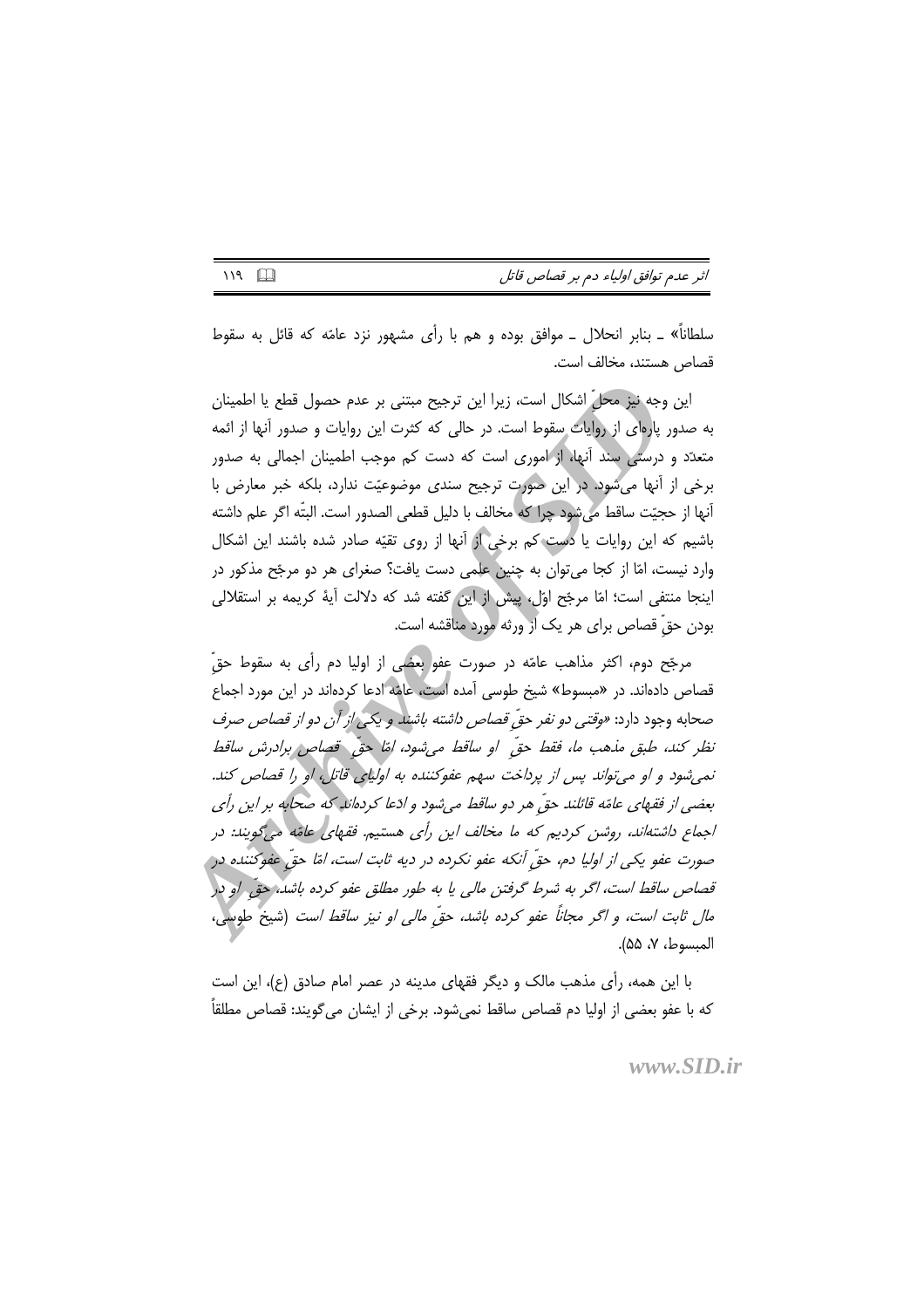سلطاناً» ـ بنابر انحلال ـ موافق بوده و هم با رأی مشهور نزد عامّه که قائل به سقوط قصاص هستند، مخالف است.

این وجه نیز محلّ اشکال است، زیرا این ترجیح مبتنی بر عدم حصول قطع یا اطمینان به صدور پاره‌ای از روایات سقوط است. در حالی که کثرت این روایات و صدور آنها از ائمه متعدّد و درستی سند آنها، از اموری است که دست کم موجب اطمینان اجمالی به صدور برخی از آنها می‌شود. در این صورت ترجیح سندی موضوعیّت ندارد، بلکه خبر معارض با آنها از حجیّت ساقط می‌شود چرا که مخالف با دلیل قطعی الصدور است. البتّه اگر علم داشته باشیم که این روایات یا دست کم برخی از آنها از روی تقیّه صادر شده باشند این اشکال وارد نیست، امّا از کجا می‌توان به چنین علمی دست یافت؟ صغرای هر دو مرجّح مذکور در اینجا منتفی است؛ امّا مرجّح اوّل، پیش از این گفته شد که دلالت آیهٔ کریمه بر استقلالی بودن حقّ قصاص برای هر یک از ورثه مورد مناقشه است.

مرجّح دوم، اکثر مذاهب عامّه در صورت عفو بعضی از اولیا دم رأی به سقوط حقّ قصاص داده‌اند. در «مبسوط» شیخ طوسی آمده است، عامّه ادعا کرده‌اند در این مورد اجماع صحابه وجود دارد: *«وقتی دو نفر حقّ قصاص داشته باشند و یکی از آن دو از قصاص صرف نظر کند، طبق مذهب ما، فقط حقّ او ساقط می‌شود، امّا حقّ قصاص برادرش ساقط نمی‌شود و او می‌تواند پس از پرداخت سهم عفوکننده به اولیای قاتل، او را قصاص کند. بعضی از فقهای عامّه قائلند حقّ هر دو ساقط می‌شود و ادّعا کرده‌اند که صحابه بر این رأی اجماع داشته‌اند. روشن کردیم که ما مخالف این رأی هستیم. فقهای عامّه می‌گویند: در صورت عفو یکی از اولیا دم، حقّ آنکه عفو نکرده در دیه ثابت است، امّا حقّ عفوکننده در قصاص ساقط است، اگر به شرط گرفتن مالی یا به طور مطلق عفو کرده باشد، حقّ او در مال ثابت است، و اگر مجاناً عفو کرده باشد، حقّ مالی او نیز ساقط است* (شیخ طوسی، المبسوط، ۷، ۵۵).

با این همه، رأی مذهب مالک و دیگر فقهای مدینه در عصر امام صادق (ع)، این است که با عفو بعضی از اولیا دم قصاص ساقط نمی‌شود. برخی از ایشان می‌گویند: قصاص مطلقاً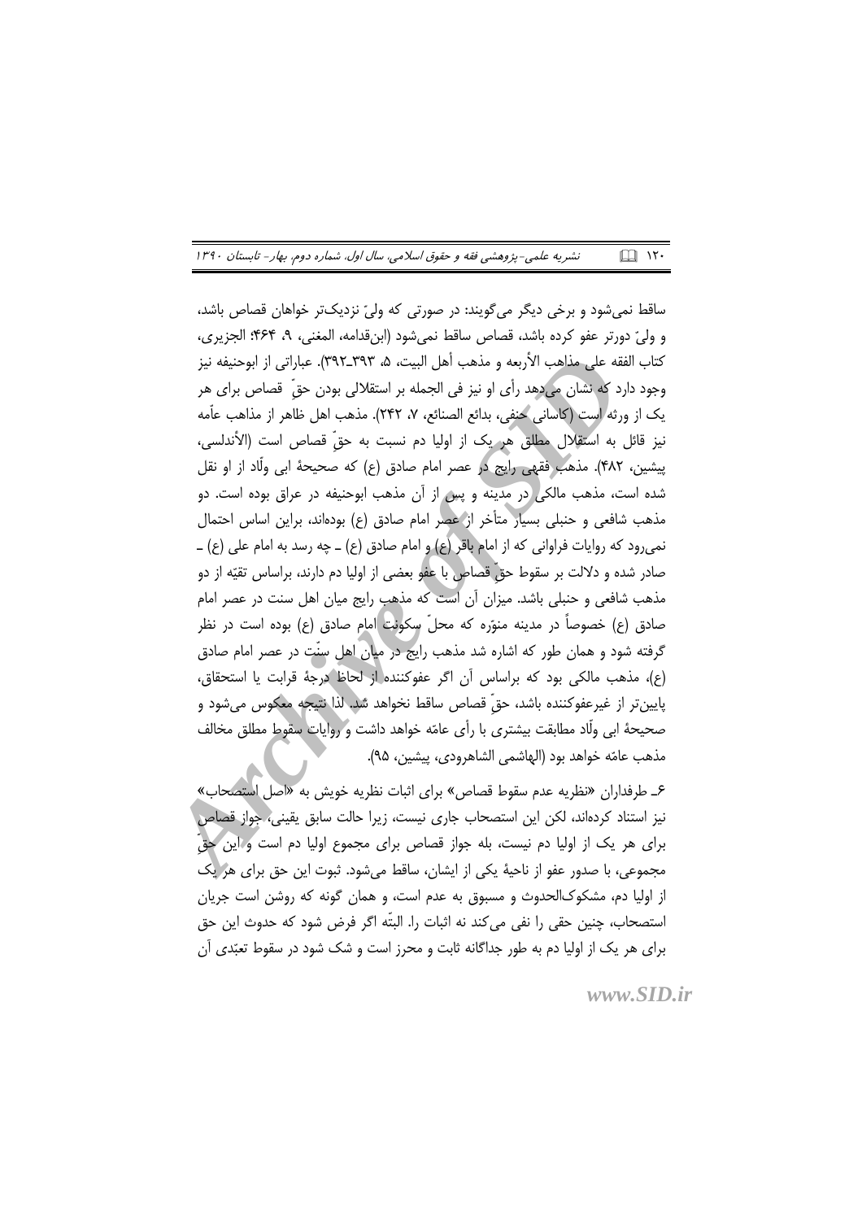ساقط نمی‌شود و برخی دیگر می‌گویند: در صورتی که ولیّ نزدیک‌تر خواهان قصاص باشد، و ولیّ دورتر عفو کرده باشد، قصاص ساقط نمی‌شود (ابن‌قدامه، المغنی، ۹، ۴۶۴؛ الجزیری، کتاب الفقه علی مذاهب الأربعه و مذهب أهل البیت، ۵، ۳۹۳ـ۳۹۲). عباراتی از ابوحنیفه نیز وجود دارد که نشان می‌دهد رأی او نیز فی الجمله بر استقلالی بودن حقّ قصاص برای هر یک از ورثه است (کاسانی حنفی، بدائع الصنائع، ۷، ۲۴۲). مذهب اهل ظاهر از مذاهب عامّه نیز قائل به استقلال مطلق هر یک از اولیا دم نسبت به حقّ قصاص است (الأندلسی، پیشین، ۴۸۲). مذهب فقهی رایج در عصر امام صادق (ع) که صحیحهٔ ابی ولّاد از او نقل شده است، مذهب مالکی در مدینه و پس از آن مذهب ابوحنیفه در عراق بوده است. دو مذهب شافعی و حنبلی بسیار متأخر از عصر امام صادق (ع) بوده‌اند، براین اساس احتمال نمی‌رود که روایات فراوانی که از امام باقر (ع) و امام صادق (ع) ـ چه رسد به امام علی (ع) ـ صادر شده و دلالت بر سقوط حقّ قصاص با عفو بعضی از اولیا دم دارند، براساس تقیّه از دو مذهب شافعی و حنبلی باشد. میزان آن است که مذهب رایج میان اهل سنت در عصر امام صادق (ع) خصوصاً در مدینه منوّره که محلّ سکونت امام صادق (ع) بوده است در نظر گرفته شود و همان طور که اشاره شد مذهب رایج در میان اهل سنّت در عصر امام صادق (ع)، مذهب مالکی بود که براساس آن اگر عفوکننده از لحاظ درجهٔ قرابت یا استحقاق، پایین‌تر از غیرعفوکننده باشد، حقّ قصاص ساقط نخواهد شد. لذا نتیجه معکوس می‌شود و صحیحهٔ ابی ولّاد مطابقت بیشتری با رأی عامّه خواهد داشت و روایات سقوط مطلق مخالف مذهب عامّه خواهد بود (الهاشمی الشاهرودی، پیشین، ۹۵).

۶ـ طرفداران «نظریه عدم سقوط قصاص» برای اثبات نظریه خویش به «اصل استصحاب» نیز استناد کرده‌اند، لکن این استصحاب جاری نیست، زیرا حالت سابق یقینی، جواز قصاص برای هر یک از اولیا دم نیست، بله جواز قصاص برای مجموع اولیا دم است و این حقّ مجموعی، با صدور عفو از ناحیهٔ یکی از ایشان، ساقط می‌شود. ثبوت این حق برای هر یک از اولیا دم، مشکوک‌الحدوث و مسبوق به عدم است، و همان گونه که روشن است جریان استصحاب، چنین حقی را نفی می‌کند نه اثبات را. البتّه اگر فرض شود که حدوث این حق برای هر یک از اولیا دم به طور جداگانه ثابت و محرز است و شک شود در سقوط تعبّدی آن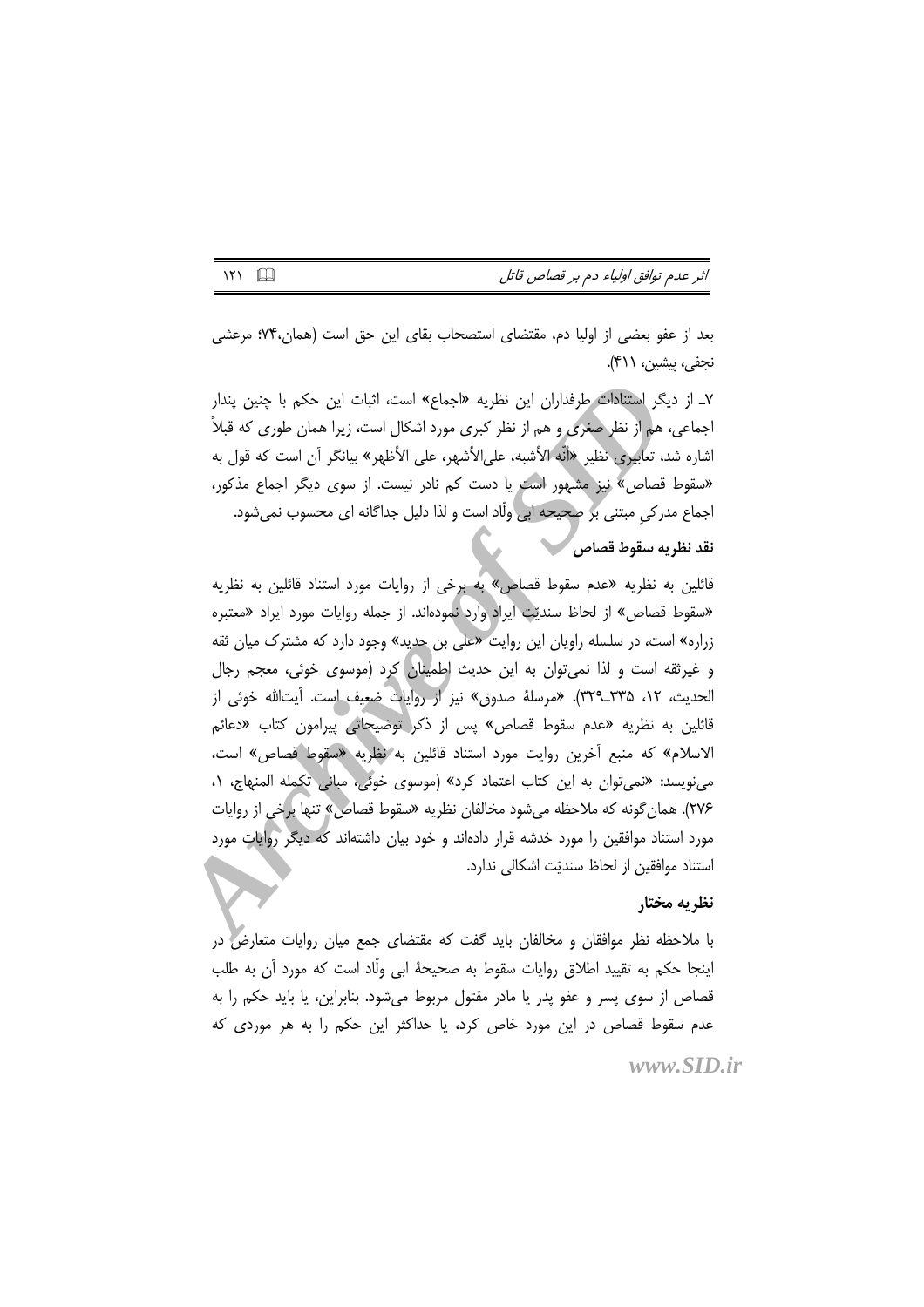بعد از عفو بعضی از اولیا دم، مقتضای استصحاب بقای این حق است (همان،۷۴؛ مرعشی نجفی، پیشین، ۴۱۱).

۷ـ از دیگر استنادات طرفداران این نظریه «اجماع» است، اثبات این حکم با چنین پندار اجماعی، هم از نظر صغری و هم از نظر کبری مورد اشکال است، زیرا همان طوری که قبلاً اشاره شد، تعابیری نظیر «أنّه الأشبه، علی‌الأشهر، علی الأظهر» بیانگر آن است که قول به «سقوط قصاص» نیز مشهور است یا دست کم نادر نیست. از سوی دیگر اجماع مذکور، اجماع مدرکیِ مبتنی بر صحیحه ابی ولّاد است و لذا دلیل جداگانه ای محسوب نمی‌شود.

### نقد نظریه سقوط قصاص

قائلین به نظریه «عدم سقوط قصاص» به برخی از روایات مورد استناد قائلین به نظریه «سقوط قصاص» از لحاظ سندیّت ایراد وارد نموده‌اند. از جمله روایات مورد ایراد «معتبره زراره» است، در سلسله راویان این روایت «علی بن حدید» وجود دارد که مشترک میان ثقه و غیرثقه است و لذا نمی‌توان به این حدیث اطمینان کرد (موسوی خوئی، معجم رجال الحدیث، ۱۲، ۳۳۵ـ۳۲۹). «مرسلهٔ صدوق» نیز از روایات ضعیف است. آیت‌الله خوئی از قائلین به نظریه «عدم سقوط قصاص» پس از ذکر توضیحاتی پیرامون کتاب «دعائم الاسلام» که منبع آخرین روایت مورد استناد قائلین به نظریه «سقوط قصاص» است، می‌نویسد: «نمی‌توان به این کتاب اعتماد کرد» (موسوی خوئی، مبانی تکمله المنهاج، ۱، ۲۷۶). همان‌گونه که ملاحظه می‌شود مخالفان نظریه «سقوط قصاص» تنها برخی از روایات مورد استناد موافقین را مورد خدشه قرار داده‌اند و خود بیان داشته‌اند که دیگر روایات مورد استناد موافقین از لحاظ سندیّت اشکالی ندارد.

### نظریه مختار

با ملاحظه نظر موافقان و مخالفان باید گفت که مقتضای جمع میان روایات متعارض در اینجا حکم به تقیید اطلاق روایات سقوط به صحیحهٔ ابی ولّاد است که مورد آن به طلب قصاص از سوی پسر و عفو پدر یا مادر مقتول مربوط می‌شود. بنابراین، یا باید حکم را به عدم سقوط قصاص در این مورد خاص کرد، یا حداکثر این حکم را به هر موردی که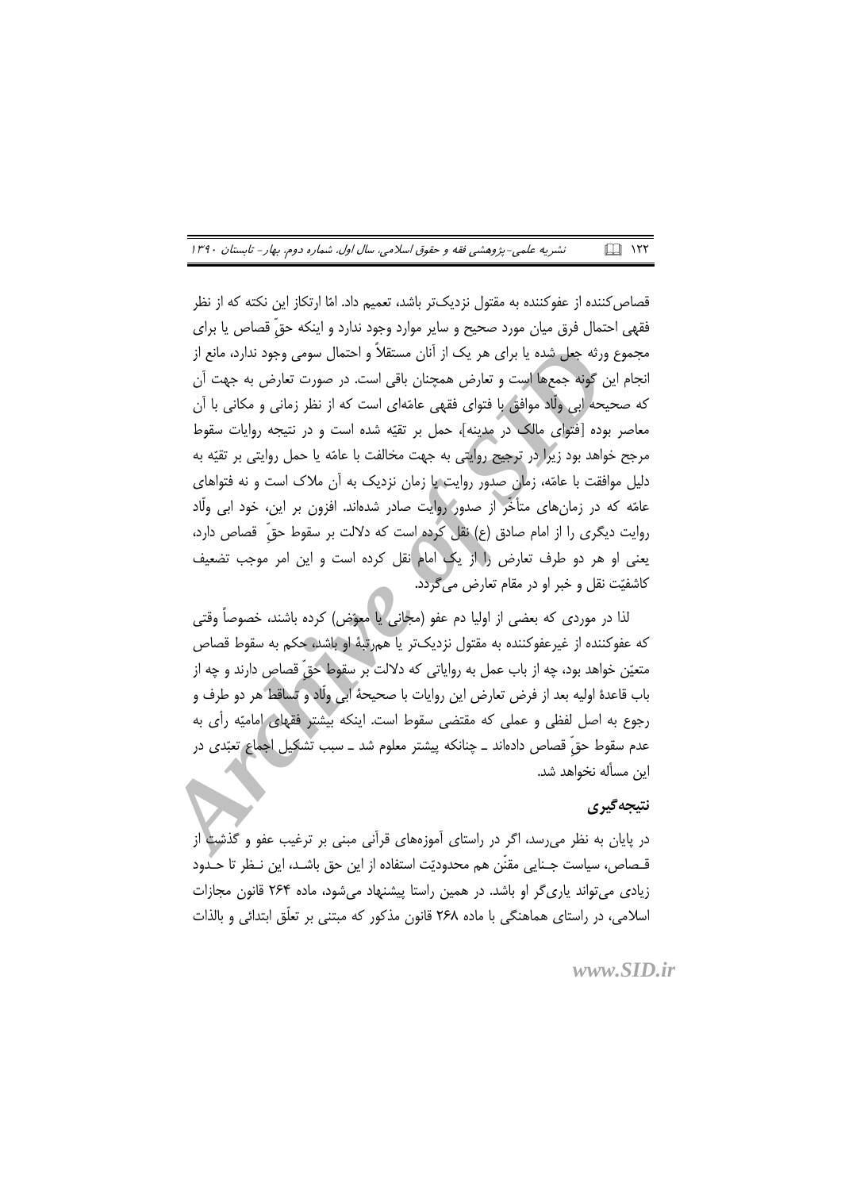قصاص‌کننده از عفوکننده به مقتول نزدیک‌تر باشد، تعمیم داد. امّا ارتکاز این نکته که از نظر فقهی احتمال فرق میان مورد صحیح و سایر موارد وجود ندارد و اینکه حقّ قصاص یا برای مجموع ورثه جعل شده یا برای هر یک از آنان مستقلاً و احتمال سومی وجود ندارد، مانع از انجام این گونه جمع‌ها است و تعارض همچنان باقی است. در صورت تعارض به جهت آن که صحیحه ابی ولّاد موافق با فتوای فقهی عامّه‌ای است که از نظر زمانی و مکانی با آن معاصر بوده [فتوای مالک در مدینه]، حمل بر تقیّه شده است و در نتیجه روایات سقوط مرجح خواهد بود زیرا در ترجیح روایتی به جهت مخالفت با عامّه یا حمل روایتی بر تقیّه به دلیل موافقت با عامّه، زمان صدور روایت یا زمان نزدیک به آن ملاک است و نه فتواهای عامّه که در زمان‌های متأخّر از صدور روایت صادر شده‌اند. افزون بر این، خود ابی ولّاد روایت دیگری را از امام صادق (ع) نقل کرده است که دلالت بر سقوط حقّ قصاص دارد، یعنی او هر دو طرف تعارض را از یک امام نقل کرده است و این امر موجب تضعیف کاشفیّت نقل و خبر او در مقام تعارض می‌گردد.

لذا در موردی که بعضی از اولیا دم عفو (مجانی یا معوّض) کرده باشند، خصوصاً وقتی که عفوکننده از غیرعفوکننده به مقتول نزدیک‌تر یا هم‌رتبهٔ او باشد، حکم به سقوط قصاص متعیّن خواهد بود، چه از باب عمل به روایاتی که دلالت بر سقوط حقّ قصاص دارند و چه از باب قاعدهٔ اولیه بعد از فرض تعارض این روایات با صحیحهٔ ابی ولّاد و تساقط هر دو طرف و رجوع به اصل لفظی و عملی که مقتضی سقوط است. اینکه بیشتر فقهای امامیّه رأی به عدم سقوط حقّ قصاص داده‌اند ـ چنانکه پیشتر معلوم شد ـ سبب تشکیل اجماع تعبّدی در این مسأله نخواهد شد.

### نتیجه‌گیری

در پایان به نظر می‌رسد، اگر در راستای آموزه‌های قرآنی مبنی بر ترغیب عفو و گذشت از قـصاص، سیاست جـنایی مقنّن هم محدودیّت استفاده از این حق باشـد، این نـظر تا حـدود زیادی می‌تواند یاری‌گر او باشد. در همین راستا پیشنهاد می‌شود، ماده ۲۶۴ قانون مجازات اسلامی، در راستای هماهنگی با ماده ۲۶۸ قانون مذکور که مبتنی بر تعلّق ابتدائی و بالذات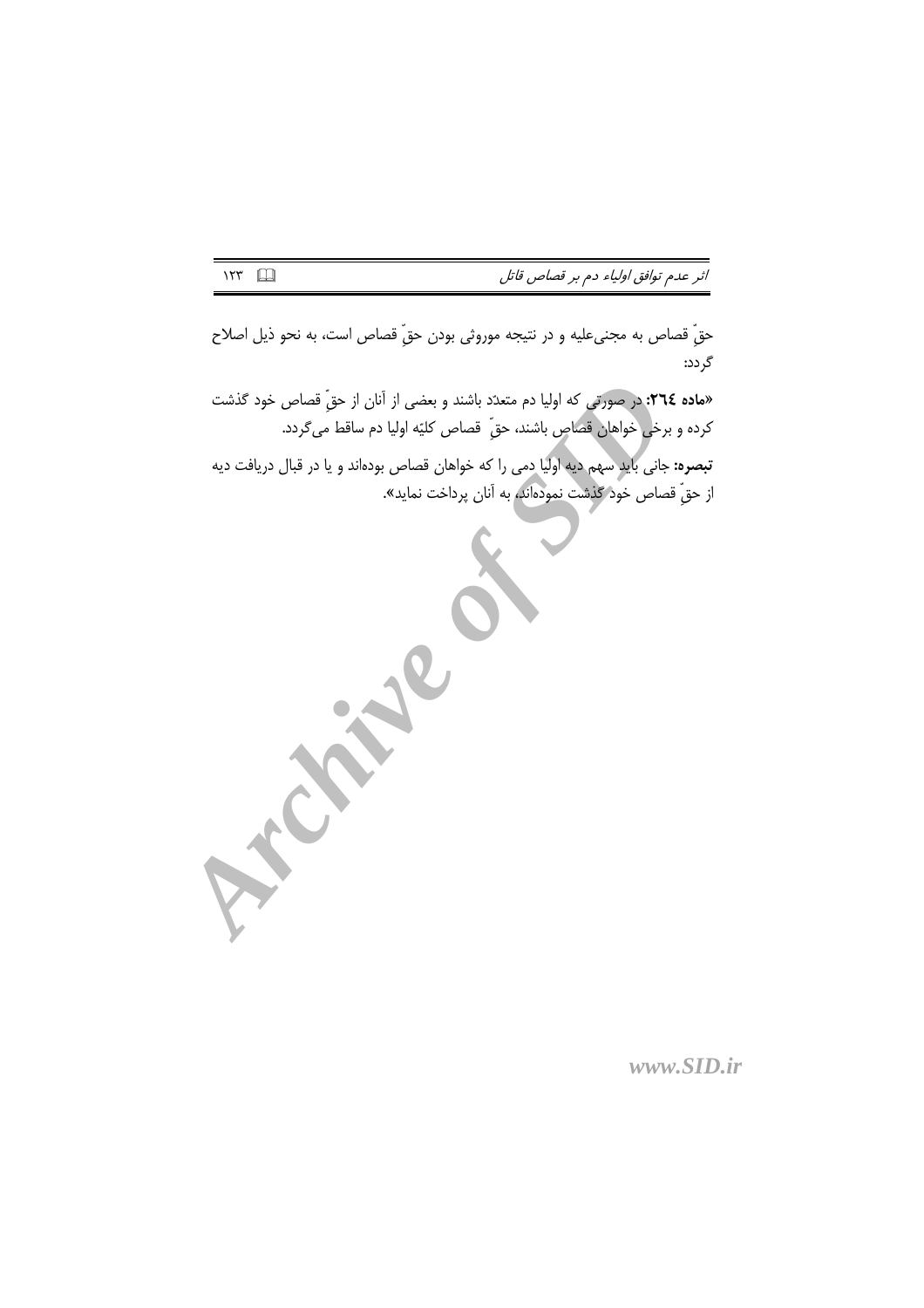حقِّ قصاص به مجنی‌علیه و در نتیجه موروثی بودن حقّ قصاص است، به نحو ذیل اصلاح گردد:

«**ماده ٢٦٤:** در صورتی که اولیا دم متعدّد باشند و بعضی از آنان از حقّ قصاص خود گذشت کرده و برخی خواهان قصاص باشند، حقّ قصاص کلیّه اولیا دم ساقط می‌گردد.

**تبصره:** جانی باید سهم دیه اولیا دمی را که خواهان قصاص بوده‌اند و یا در قبال دریافت دیه از حقّ قصاص خود گذشت نموده‌اند، به آنان پرداخت نماید».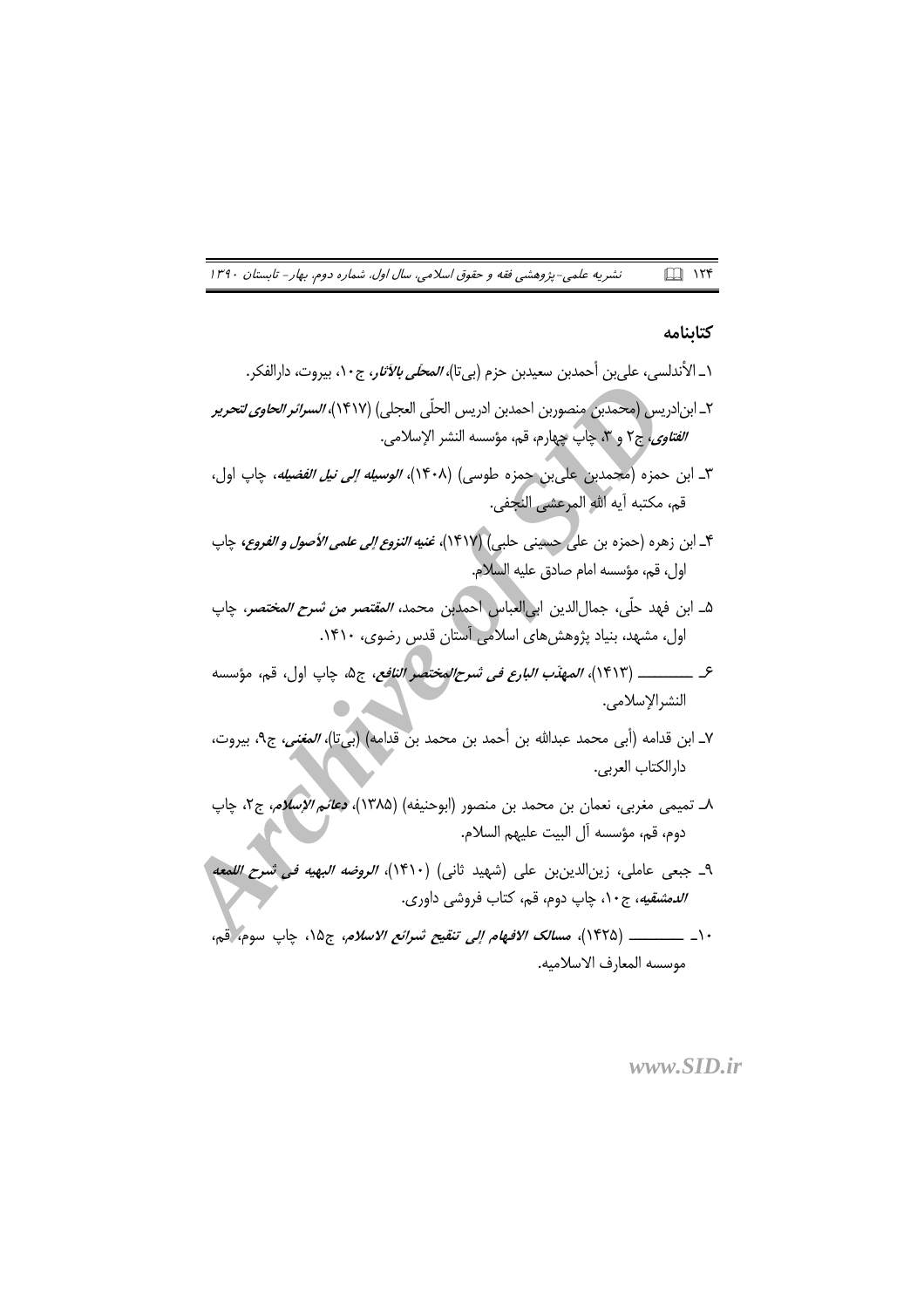## کتابنامه

۱ـ الأندلسی، علی‌بن أحمدبن سعیدبن حزم (بی‌تا)، *المحلّی بالآثار*، ج۱۰، بیروت، دارالفکر.

۲ـ ابن‌ادریس (محمدبن منصوربن احمدبن ادریس الحلّی العجلی) (۱۴۱۷)، *السرائر الحاوی لتحریر الفتاوی*، ج۲ و ۳، چاپ چهارم، قم، مؤسسه النشر الإسلامی.

۳ـ ابن حمزه (محمدبن علی‌بن حمزه طوسی) (۱۴۰۸)، *الوسیله إلی نیل الفضیله*، چاپ اول، قم، مکتبه آیه الله المرعشی النجفی.

۴ـ ابن زهره (حمزه بن علی حسینی حلبی) (۱۴۱۷)، *غنیه النزوع إلی علمی الأصول و الفروع*، چاپ اول، قم، مؤسسه امام صادق علیه السلام.

۵ـ ابن فهد حلّی، جمال‌الدین ابی‌العباس احمدبن محمد، *المقتصر من شرح المختصر*، چاپ اول، مشهد، بنیاد پژوهش‌های اسلامی آستان قدس رضوی، ۱۴۱۰.

۶ـ ــــــــــ (۱۴۱۳)، *المهذّب البارع فی شرح‌المختصر النافع*، ج۵، چاپ اول، قم، مؤسسه النشرالإسلامی.

۷ـ ابن قدامه (أبی محمد عبدالله بن أحمد بن محمد بن قدامه) (بی‌تا)، *المغنی*، ج۹، بیروت، دارالکتاب العربی.

۸ـ تمیمی مغربی، نعمان بن محمد بن منصور (ابوحنیفه) (۱۳۸۵)، *دعائم الإسلام*، ج۲، چاپ دوم، قم، مؤسسه آل البیت علیهم السلام.

۹ـ جبعی عاملی، زین‌الدین‌بن علی (شهید ثانی) (۱۴۱۰)، *الروضه البهیه فی شرح اللمعه الدمشقیه*، ج۱۰، چاپ دوم، قم، کتاب فروشی داوری.

۱۰ـ ــــــــــ (۱۴۲۵)، *مسالک الافهام إلی تنقیح شرائع الاسلام*، ج۱۵، چاپ سوم، قم، موسسه المعارف الاسلامیه.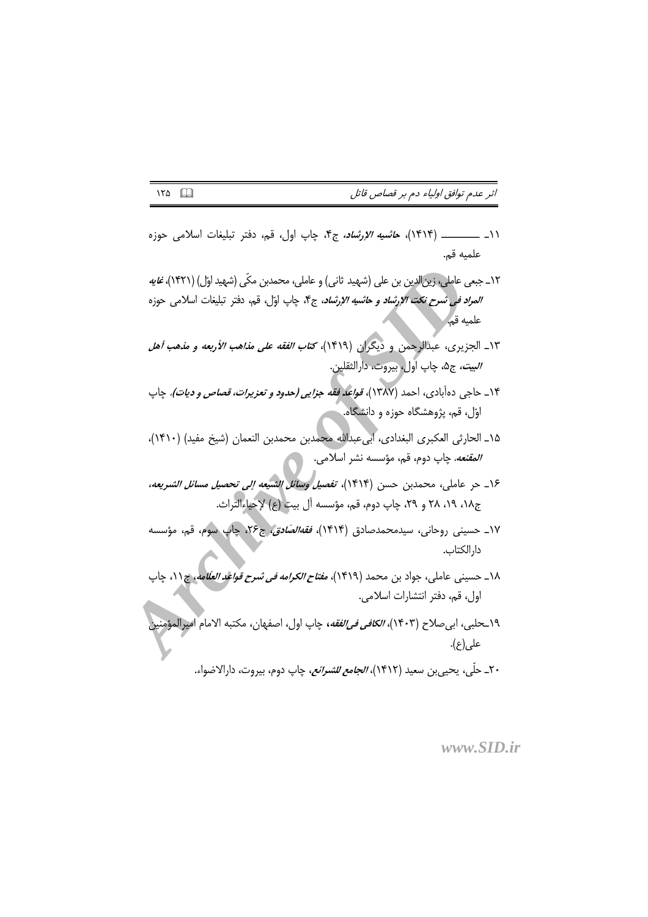۱۱ـ ــــــــــ (۱۴۱۴)، *حاشیه الإرشاد*، ج۴، چاپ اول، قم، دفتر تبلیغات اسلامی حوزه علمیه قم.

۱۲ـ جبعی عاملی، زین‌الدین بن علی (شهید ثانی) و عاملی، محمدبن مکّی (شهید اوّل) (۱۴۲۱)، *غایه المراد فی شرح نکت الإرشاد و حاشیه الإرشاد*، ج۴، چاپ اوّل، قم، دفتر تبلیغات اسلامی حوزه علمیه قم.

۱۳ـ الجزیری، عبدالرحمن و دیگران (۱۴۱۹)، *کتاب الفقه علی مذاهب الأربعه و مذهب أهل البیت*، ج۵، چاپ اول، بیروت، دارالثقلین.

۱۴ـ حاجی ده‌آبادی، احمد (۱۳۸۷)، *قواعد فقه جزایی (حدود و تعزیرات، قصاص و دیات)*، چاپ اوّل، قم، پژوهشگاه حوزه و دانشگاه.

۱۵ـ الحارثی العکبری البغدادی، ابی‌عبدالله محمدبن محمدبن النعمان (شیخ مفید) (۱۴۱۰)، *المقنعه*، چاپ دوم، قم، مؤسسه نشر اسلامی.

۱۶ـ حر عاملی، محمدبن حسن (۱۴۱۴)، *تفصیل وسائل الشیعه إلی تحصیل مسائل الشریعه*، ج۱۸، ۱۹، ۲۸ و ۲۹، چاپ دوم، قم، مؤسسه آل بیت (ع) لإحیاءالتراث.

۱۷ـ حسینی روحانی، سیدمحمدصادق (۱۴۱۴)، *فقه‌الصّادق*، ج۲۶، چاپ سوم، قم، مؤسسه دارالکتاب.

۱۸ـ حسینی عاملی، جواد بن محمد (۱۴۱۹)، *مفتاح الکرامه فی شرح قواعد العلّامه*، ج۱۱، چاپ اول، قم، دفتر انتشارات اسلامی.

۱۹ـحلبی، ابی‌صلاح (۱۴۰۳)، *الکافی فی‌الفقه*، چاپ اول، اصفهان، مکتبه الامام امیرالمؤمنین علی(ع).

۲۰ـ حلّی، یحیی‌بن سعید (۱۴۱۲)، *الجامع للشرائع*، چاپ دوم، بیروت، دارالاضواء.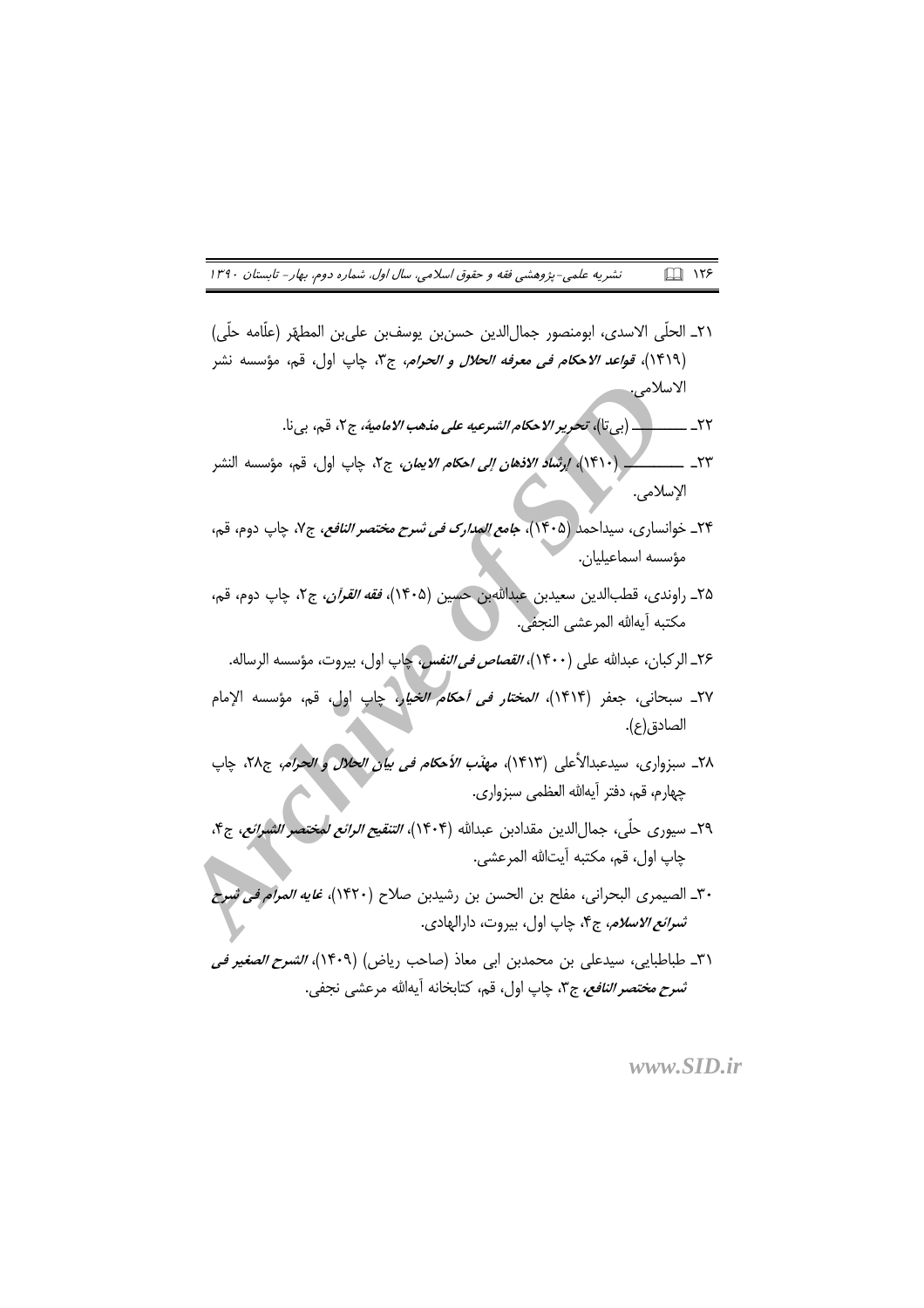۲۱ـ الحلّی الاسدی، ابومنصور جمال‌الدین حسن‌بن یوسف‌بن علی‌بن المطهّر (علّامه حلّی) (۱۴۱۹)، *قواعد الاحکام فی معرفه الحلال و الحرام*، ج۳، چاپ اول، قم، مؤسسه نشر الاسلامی.

۲۲ـ ــــــــــ (بی‌تا)، *تحریر الاحکام الشرعیه علی مذهب الامامیهٔ*، ج۲، قم، بی‌نا.

۲۳ـ ــــــــــ (۱۴۱۰)، *إرشاد الاذهان إلی احکام الایمان*، ج۲، چاپ اول، قم، مؤسسه النشر الإسلامی.

۲۴ـ خوانساری، سیداحمد (۱۴۰۵)، *جامع المدارک فی شرح مختصر النافع*، ج۷، چاپ دوم، قم، مؤسسه اسماعیلیان.

۲۵ـ راوندی، قطب‌الدین سعیدبن عبدالله‌بن حسین (۱۴۰۵)، *فقه القرآن*، ج۲، چاپ دوم، قم، مکتبه آیه‌الله المرعشی النجفی.

۲۶ـ الرکبان، عبدالله علی (۱۴۰۰)، *القصاص فی النفس*، چاپ اول، بیروت، مؤسسه الرساله.

۲۷ـ سبحانی، جعفر (۱۴۱۴)، *المختار فی أحکام الخیار*، چاپ اول، قم، مؤسسه الإمام الصادق(ع).

۲۸ـ سبزواری، سیدعبدالأعلی (۱۴۱۳)، *مهذب الأحکام فی بیان الحلال و الحرام*، ج۲۸، چاپ چهارم، قم، دفتر آیه‌الله العظمی سبزواری.

۲۹ـ سیوری حلّی، جمال‌الدین مقدادبن عبدالله (۱۴۰۴)، *التنقیح الرائع لمختصر الشرائع*، ج۴، چاپ اول، قم، مکتبه آیت‌الله المرعشی.

۳۰ـ الصیمری البحرانی، مفلح بن الحسن بن رشیدبن صلاح (۱۴۲۰)، *غایه المرام فی شرح شرائع الاسلام*، ج۴، چاپ اول، بیروت، دارالهادی.

۳۱ـ طباطبایی، سیدعلی بن محمدبن ابی معاذ (صاحب ریاض) (۱۴۰۹)، *الشرح الصغیر فی شرح مختصر النافع*، ج۳، چاپ اول، قم، کتابخانه آیه‌الله مرعشی نجفی.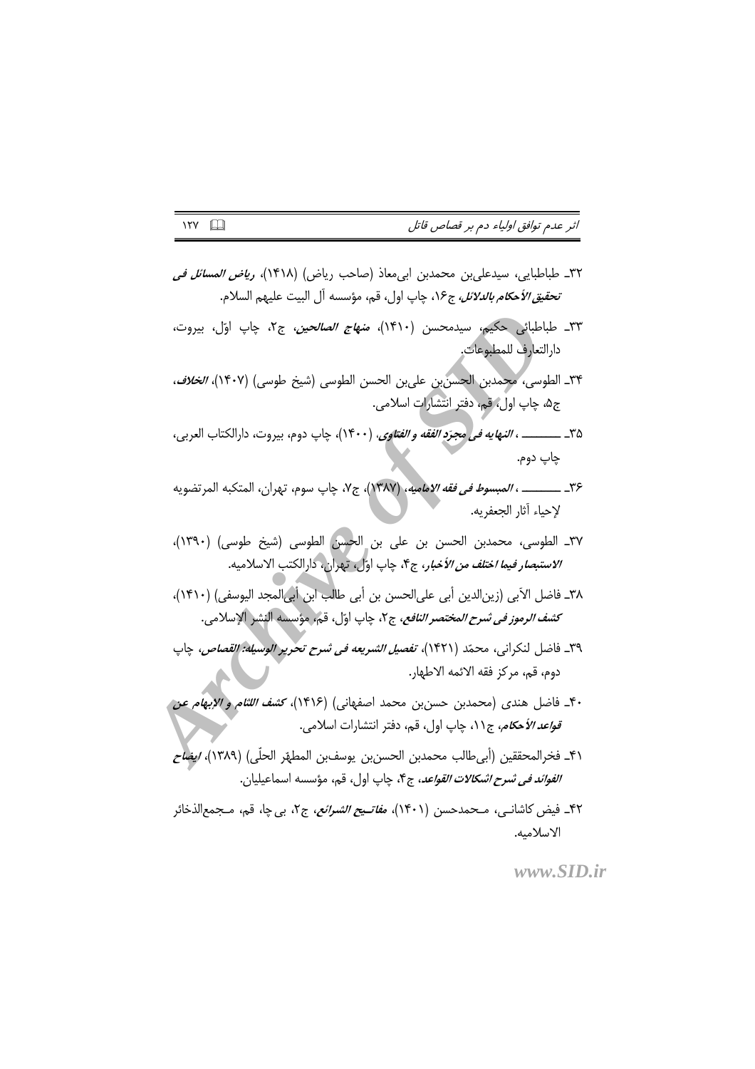۳۲ـ طباطبایی، سیدعلی‌بن محمدبن ابی‌معاذ (صاحب ریاض) (۱۴۱۸)، *ریاض المسائل فی تحقیق الأحکام بالدلائل*، ج۱۶، چاپ اول، قم، مؤسسه آل البیت علیهم السلام.

۳۳ـ طباطبائی حکیم، سیدمحسن (۱۴۱۰)، *منهاج الصالحین*، ج۲، چاپ اوّل، بیروت، دارالتعارف للمطبوعات.

۳۴ـ الطوسی، محمدبن الحسن‌بن علی‌بن الحسن الطوسی (شیخ طوسی) (۱۴۰۷)، *الخلاف*، ج۵، چاپ اول، قم، دفتر انتشارات اسلامی.

۳۵ـ ـــــــــ ، *النهایه فی مجرّد الفقه و الفتاوی*، (۱۴۰۰)، چاپ دوم، بیروت، دارالکتاب العربی، چاپ دوم.

۳۶ـ ـــــــــ ، *المبسوط فی فقه الامامیه*، (۱۳۸۷)، ج۷، چاپ سوم، تهران، المتکبه المرتضویه لإحیاء آثار الجعفریه.

۳۷ـ الطوسی، محمدبن الحسن بن علی بن الحسن الطوسی (شیخ طوسی) (۱۳۹۰)، *الاستبصار فیما اختلف من الأخبار*، ج۴، چاپ اوّل، تهران، دارالکتب الاسلامیه.

۳۸ـ فاضل الآبی (زین‌الدین أبی علی‌الحسن بن أبی طالب ابن أبی‌المجد الیوسفی) (۱۴۱۰)، *کشف الرموز فی شرح المختصر النافع*، ج۲، چاپ اوّل، قم، مؤسسه النشر الإسلامی.

۳۹ـ فاضل لنکرانی، محمّد (۱۴۲۱)، *تفصیل الشریعه فی شرح تحریر الوسیله: القصاص*، چاپ دوم، قم، مرکز فقه الائمه الاطهار.

۴۰ـ فاضل هندی (محمدبن حسن‌بن محمد اصفهانی) (۱۴۱۶)، *کشف اللثام و الإبهام عن قواعد الأحکام*، ج۱۱، چاپ اول، قم، دفتر انتشارات اسلامی.

۴۱ـ فخرالمحققین (أبی‌طالب محمدبن الحسن‌بن یوسف‌بن المطهّر الحلّی) (۱۳۸۹)، *ایضاح الفوائد فی شرح اشکالات القواعد*، ج۴، چاپ اول، قم، مؤسسه اسماعیلیان.

۴۲ـ فیض کاشانی، محمدحسن (۱۴۰۱)، *مفاتیح الشرائع*، ج۲، بی چا، قم، مجمع‌الذخائر الاسلامیه.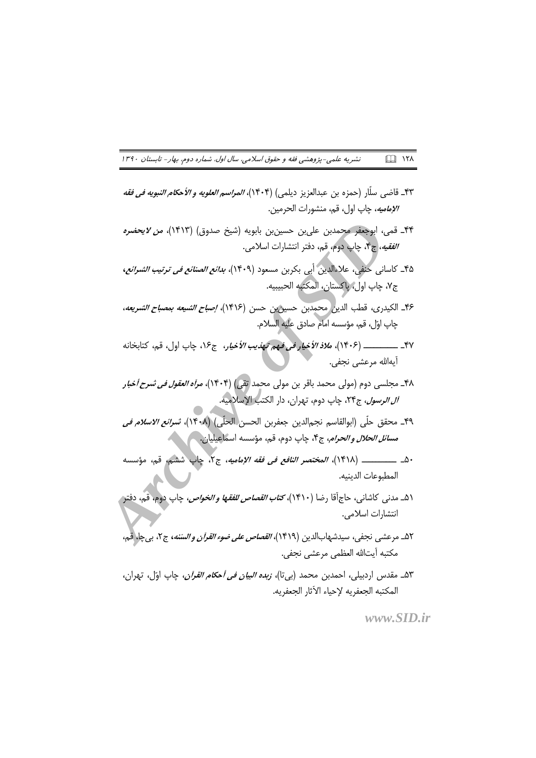۴۳ـ قاضی سلّار (حمزه بن عبدالعزیز دیلمی) (۱۴۰۴)، *المراسم العلویه و الأحکام النبویه فی فقه الإمامیه*، چاپ اول، قم، منشورات الحرمین.

۴۴ـ قمی، ابوجعفر محمدبن علی‌بن حسین‌بن بابویه (شیخ صدوق) (۱۴۱۳)، *من لایحضره الفقیه*، ج۴، چاپ دوم، قم، دفتر انتشارات اسلامی.

۴۵ـ کاسانی حنفی، علاءالدین أبی بکربن مسعود (۱۴۰۹)، *بدائع الصنائع فی ترتیب الشرائع*، ج۷، چاپ اول، پاکستان، المکتبه الحبیبیه.

۴۶ـ الکیدری، قطب الدین محمدبن حسین‌بن حسن (۱۴۱۶)، *إصباح الشیعه بمصباح الشریعه*، چاپ اوّل، قم، مؤسسه امام صادق علیه السلام.

۴۷ـ ــــــــــ (۱۴۰۶)، *ملاذ الأخیار فی فهم تهذیب الأخیار*، ج۱۶، چاپ اول، قم، کتابخانه آیه‌الله مرعشی نجفی.

۴۸ـ مجلسی دوم (مولی محمد باقر بن مولی محمد تقی) (۱۴۰۴)، *مرآه العقول فی شرح أخبار آل الرسول*، ج۲۴، چاپ دوم، تهران، دار الکتب الإسلامیه.

۴۹ـ محقق حلّی (ابوالقاسم نجم‌الدین جعفربن الحسن الحلّی) (۱۴۰۸)، *شرائع الاسلام فی مسائل الحلال و الحرام*، ج۴، چاپ دوم، قم، مؤسسه اسماعیلیان.

۵۰ـ ــــــــــ (۱۴۱۸)، *المختصر النافع فی فقه الإمامیه*، ج۲، چاپ ششم، قم، مؤسسه المطبوعات الدینیه.

۵۱ـ مدنی کاشانی، حاج‌آقا رضا (۱۴۱۰)، *کتاب القصاص للفقها و الخواص*، چاپ دوم، قم، دفتر انتشارات اسلامی.

۵۲ـ مرعشی نجفی، سیدشهاب‌الدین (۱۴۱۹)، *القصاص علی ضوء القرآن و السنه*، ج۲، بی‌جا، قم، مکتبه آیت‌الله العظمی مرعشی نجفی.

۵۳ـ مقدس اردبیلی، احمدبن محمد (بی‌تا)، *زبده البیان فی أحکام القرآن*، چاپ اوّل، تهران، المکتبه الجعفریه لإحیاء الآثار الجعفریه.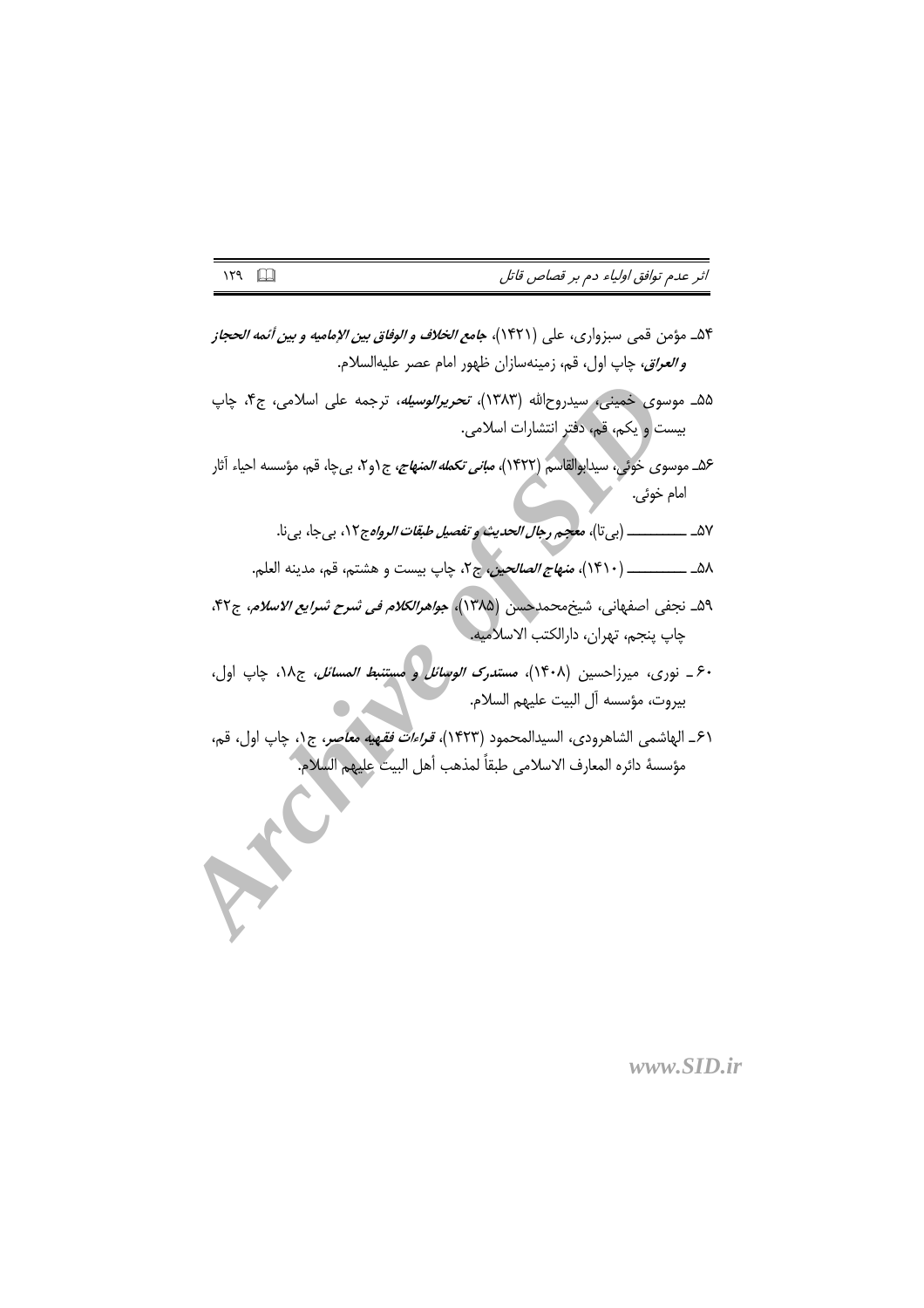۵۴ـ مؤمن قمی سبزواری، علی (۱۴۲۱)، *جامع الخلاف و الوفاق بین الإمامیه و بین أئمه الحجاز و العراق*، چاپ اول، قم، زمینه‌سازان ظهور امام عصر علیه‌السلام.

۵۵ـ موسوی خمینی، سیدروح‌الله (۱۳۸۳)، *تحریرالوسیله*، ترجمه علی اسلامی، ج۴، چاپ بیست و یکم، قم، دفتر انتشارات اسلامی.

۵۶ـ موسوی خوئی، سیدابوالقاسم (۱۴۲۲)، *مبانی تکمله المنهاج*، ج۱و۲، بی‌جا، قم، مؤسسه احیاء آثار امام خوئی.

۵۷ـ ـــــــــــ (بی‌تا)، *معجم رجال الحدیث و تفصیل طبقات الرواه*ج۱۲، بی‌جا، بی‌نا.

۵۸ـ ـــــــــــ (۱۴۱۰)، *منهاج الصالحین*، ج۲، چاپ بیست و هشتم، قم، مدینه العلم.

۵۹ـ نجفی اصفهانی، شیخ‌محمدحسن (۱۳۸۵)، *جواهرالکلام فی شرح شرایع الاسلام*، ج۴۲، چاپ پنجم، تهران، دارالکتب الاسلامیه.

۶۰ ـ نوری، میرزاحسین (۱۴۰۸)، *مستدرک الوسائل و مستنبط المسائل*، ج۱۸، چاپ اول، بیروت، مؤسسه آل البیت علیهم السلام.

۶۱ـ الهاشمی الشاهرودی، السیدالمحمود (۱۴۲۳)، *قراءات فقهیه معاصر*، ج۱، چاپ اول، قم، مؤسسهٔ دائره المعارف الاسلامی طبقاً لمذهب أهل البیت علیهم السلام.